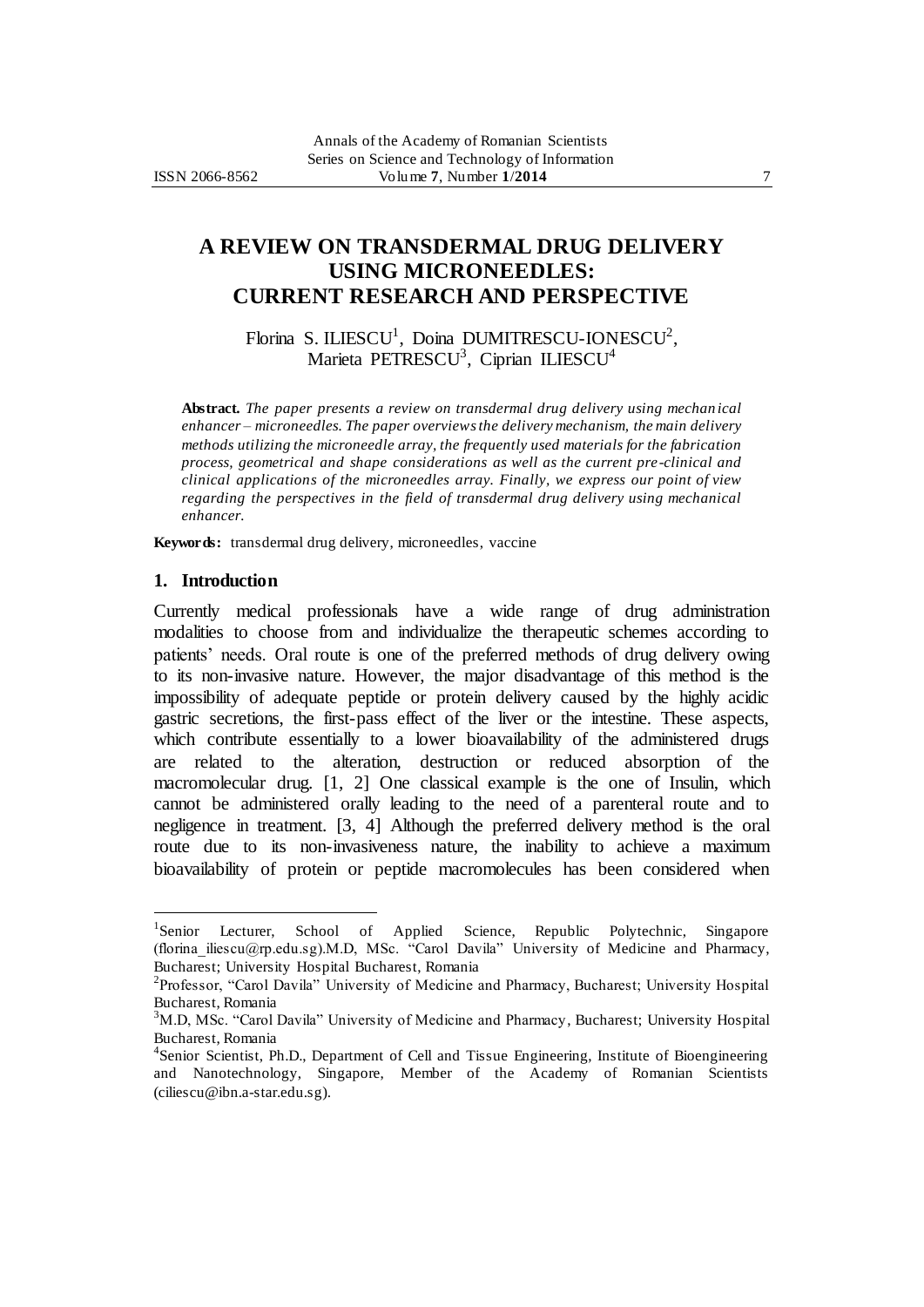# A REVIEW ON TRANSDERMAL DRUG DELIVERY USING MICRONEEDLES: CURRENT RESEARCH AND PERSPECTIVE

Florina S. ILIESCU[1], Doina DUMITRESCU-IONESCU[2], Marieta PETRESCU[3], Ciprian ILIESCU[4]

**Abstract.** *The paper presents a review on transdermal drug delivery using mechanical enhancer – microneedles. The paper overviews the delivery mechanism, the main delivery methods utilizing the microneedle array, the frequently used materials for the fabrication process, geometrical and shape considerations as well as the current pre-clinical and clinical applications of the microneedles array. Finally, we express our point of view regarding the perspectives in the field of transdermal drug delivery using mechanical enhancer.*

**Keywords:** transdermal drug delivery, microneedles, vaccine

## 1. Introduction

Currently medical professionals have a wide range of drug administration modalities to choose from and individualize the therapeutic schemes according to patients' needs. Oral route is one of the preferred methods of drug delivery owing to its non-invasive nature. However, the major disadvantage of this method is the impossibility of adequate peptide or protein delivery caused by the highly acidic gastric secretions, the first-pass effect of the liver or the intestine. These aspects, which contribute essentially to a lower bioavailability of the administered drugs are related to the alteration, destruction or reduced absorption of the macromolecular drug. [1, 2] One classical example is the one of Insulin, which cannot be administered orally leading to the need of a parenteral route and to negligence in treatment. [3, 4] Although the preferred delivery method is the oral route due to its non-invasiveness nature, the inability to achieve a maximum bioavailability of protein or peptide macromolecules has been considered when

---

[1] Senior Lecturer, School of Applied Science, Republic Polytechnic, Singapore (florina_iliescu@rp.edu.sg).M.D, MSc. "Carol Davila" University of Medicine and Pharmacy, Bucharest; University Hospital Bucharest, Romania

[2] Professor, "Carol Davila" University of Medicine and Pharmacy, Bucharest; University Hospital Bucharest, Romania

[3] M.D, MSc. "Carol Davila" University of Medicine and Pharmacy, Bucharest; University Hospital Bucharest, Romania

[4] Senior Scientist, Ph.D., Department of Cell and Tissue Engineering, Institute of Bioengineering and Nanotechnology, Singapore, Member of the Academy of Romanian Scientists (ciliescu@ibn.a-star.edu.sg).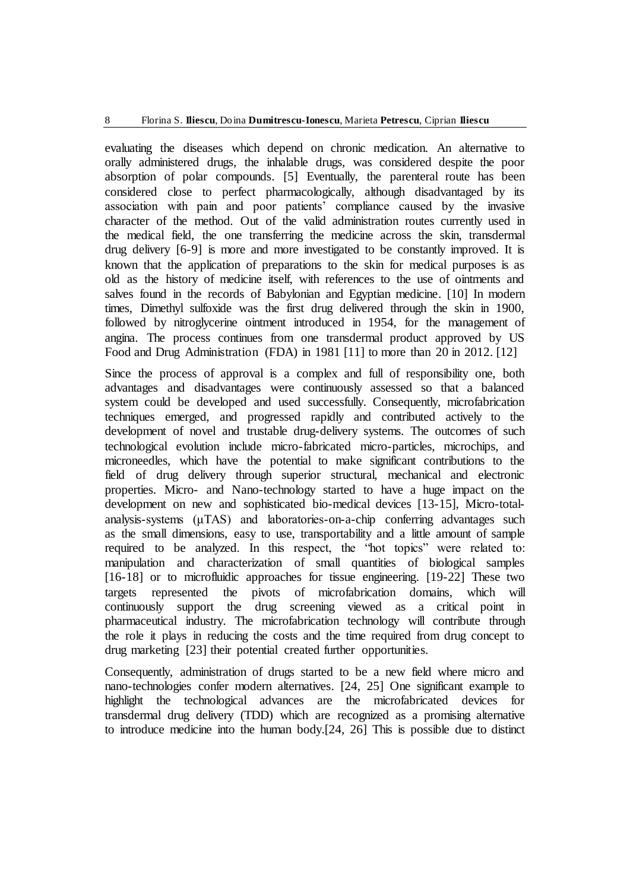evaluating the diseases which depend on chronic medication. An alternative to orally administered drugs, the inhalable drugs, was considered despite the poor absorption of polar compounds. [5] Eventually, the parenteral route has been considered close to perfect pharmacologically, although disadvantaged by its association with pain and poor patients' compliance caused by the invasive character of the method. Out of the valid administration routes currently used in the medical field, the one transferring the medicine across the skin, transdermal drug delivery [6-9] is more and more investigated to be constantly improved. It is known that the application of preparations to the skin for medical purposes is as old as the history of medicine itself, with references to the use of ointments and salves found in the records of Babylonian and Egyptian medicine. [10] In modern times, Dimethyl sulfoxide was the first drug delivered through the skin in 1900, followed by nitroglycerine ointment introduced in 1954, for the management of angina. The process continues from one transdermal product approved by US Food and Drug Administration (FDA) in 1981 [11] to more than 20 in 2012. [12]

Since the process of approval is a complex and full of responsibility one, both advantages and disadvantages were continuously assessed so that a balanced system could be developed and used successfully. Consequently, microfabrication techniques emerged, and progressed rapidly and contributed actively to the development of novel and trustable drug-delivery systems. The outcomes of such technological evolution include micro-fabricated micro-particles, microchips, and microneedles, which have the potential to make significant contributions to the field of drug delivery through superior structural, mechanical and electronic properties. Micro- and Nano-technology started to have a huge impact on the development on new and sophisticated bio-medical devices [13-15], Micro-total-analysis-systems (μTAS) and laboratories-on-a-chip conferring advantages such as the small dimensions, easy to use, transportability and a little amount of sample required to be analyzed. In this respect, the "hot topics" were related to: manipulation and characterization of small quantities of biological samples [16-18] or to microfluidic approaches for tissue engineering. [19-22] These two targets represented the pivots of microfabrication domains, which will continuously support the drug screening viewed as a critical point in pharmaceutical industry. The microfabrication technology will contribute through the role it plays in reducing the costs and the time required from drug concept to drug marketing [23] their potential created further opportunities.

Consequently, administration of drugs started to be a new field where micro and nano-technologies confer modern alternatives. [24, 25] One significant example to highlight the technological advances are the microfabricated devices for transdermal drug delivery (TDD) which are recognized as a promising alternative to introduce medicine into the human body.[24, 26] This is possible due to distinct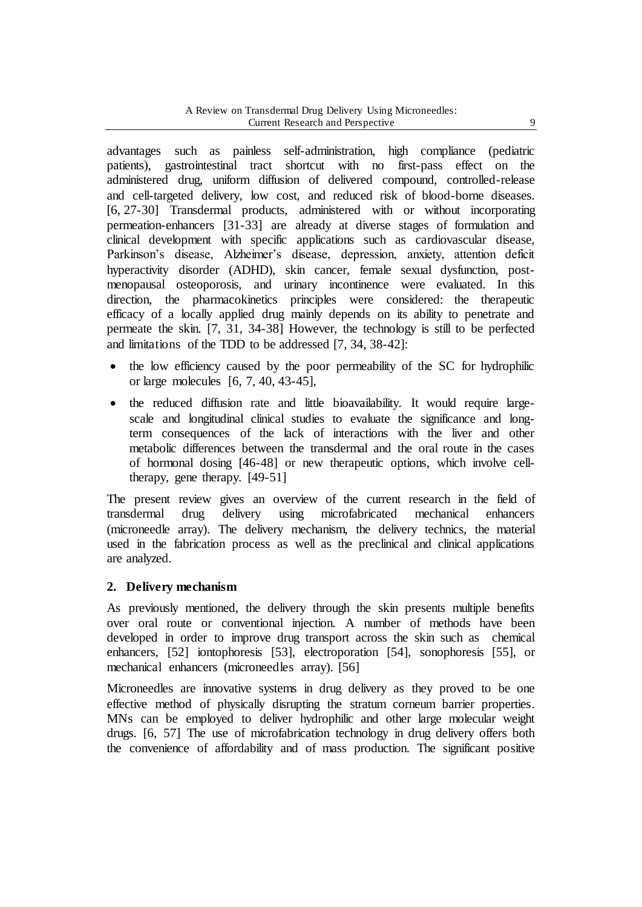advantages such as painless self-administration, high compliance (pediatric patients), gastrointestinal tract shortcut with no first-pass effect on the administered drug, uniform diffusion of delivered compound, controlled-release and cell-targeted delivery, low cost, and reduced risk of blood-borne diseases. [6, 27-30] Transdermal products, administered with or without incorporating permeation-enhancers [31-33] are already at diverse stages of formulation and clinical development with specific applications such as cardiovascular disease, Parkinson's disease, Alzheimer's disease, depression, anxiety, attention deficit hyperactivity disorder (ADHD), skin cancer, female sexual dysfunction, post-menopausal osteoporosis, and urinary incontinence were evaluated. In this direction, the pharmacokinetics principles were considered: the therapeutic efficacy of a locally applied drug mainly depends on its ability to penetrate and permeate the skin. [7, 31, 34-38] However, the technology is still to be perfected and limitations of the TDD to be addressed [7, 34, 38-42]:

- the low efficiency caused by the poor permeability of the SC for hydrophilic or large molecules [6, 7, 40, 43-45],
- the reduced diffusion rate and little bioavailability. It would require large-scale and longitudinal clinical studies to evaluate the significance and long-term consequences of the lack of interactions with the liver and other metabolic differences between the transdermal and the oral route in the cases of hormonal dosing [46-48] or new therapeutic options, which involve cell-therapy, gene therapy. [49-51]

The present review gives an overview of the current research in the field of transdermal drug delivery using microfabricated mechanical enhancers (microneedle array). The delivery mechanism, the delivery technics, the material used in the fabrication process as well as the preclinical and clinical applications are analyzed.

## 2. Delivery mechanism

As previously mentioned, the delivery through the skin presents multiple benefits over oral route or conventional injection. A number of methods have been developed in order to improve drug transport across the skin such as chemical enhancers, [52] iontophoresis [53], electroporation [54], sonophoresis [55], or mechanical enhancers (microneedles array). [56]

Microneedles are innovative systems in drug delivery as they proved to be one effective method of physically disrupting the stratum corneum barrier properties. MNs can be employed to deliver hydrophilic and other large molecular weight drugs. [6, 57] The use of microfabrication technology in drug delivery offers both the convenience of affordability and of mass production. The significant positive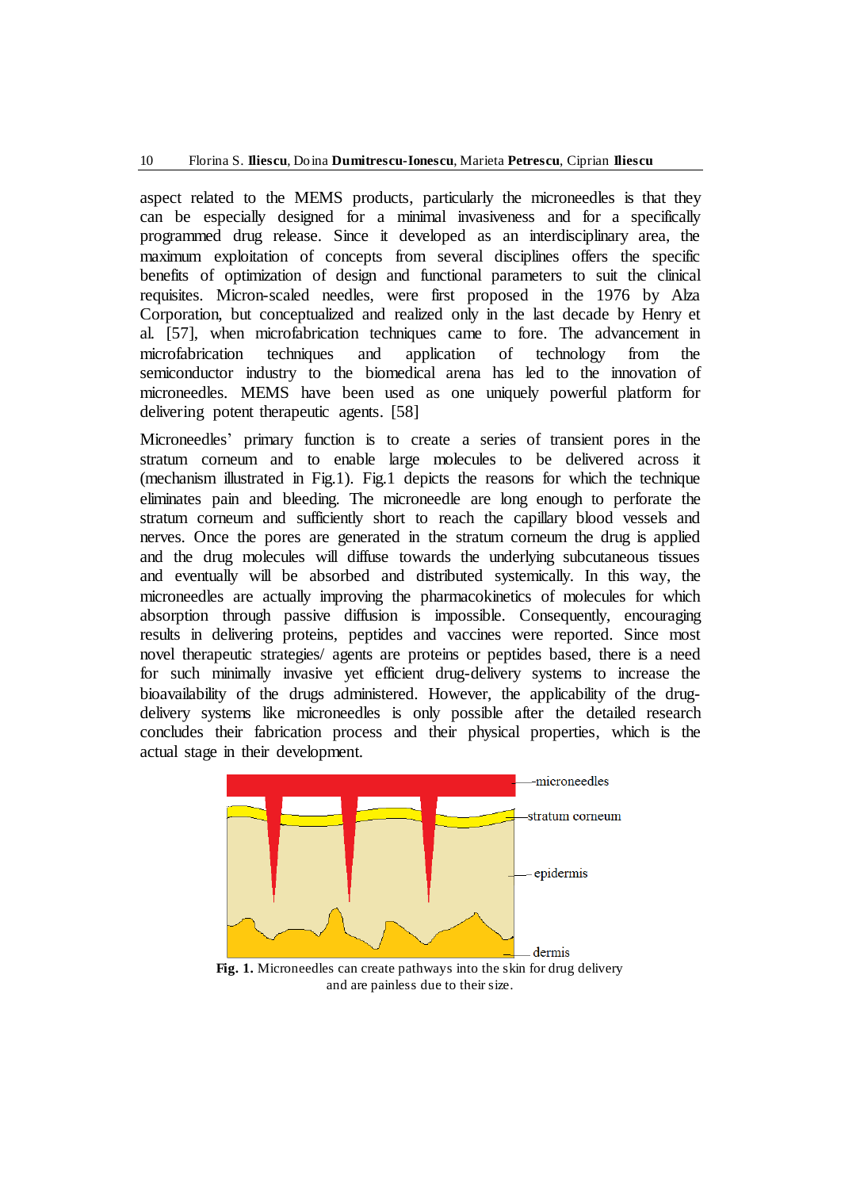aspect related to the MEMS products, particularly the microneedles is that they can be especially designed for a minimal invasiveness and for a specifically programmed drug release. Since it developed as an interdisciplinary area, the maximum exploitation of concepts from several disciplines offers the specific benefits of optimization of design and functional parameters to suit the clinical requisites. Micron-scaled needles, were first proposed in the 1976 by Alza Corporation, but conceptualized and realized only in the last decade by Henry et al. [57], when microfabrication techniques came to fore. The advancement in microfabrication techniques and application of technology from the semiconductor industry to the biomedical arena has led to the innovation of microneedles. MEMS have been used as one uniquely powerful platform for delivering potent therapeutic agents. [58]

Microneedles' primary function is to create a series of transient pores in the stratum corneum and to enable large molecules to be delivered across it (mechanism illustrated in Fig.1). Fig.1 depicts the reasons for which the technique eliminates pain and bleeding. The microneedle are long enough to perforate the stratum corneum and sufficiently short to reach the capillary blood vessels and nerves. Once the pores are generated in the stratum corneum the drug is applied and the drug molecules will diffuse towards the underlying subcutaneous tissues and eventually will be absorbed and distributed systemically. In this way, the microneedles are actually improving the pharmacokinetics of molecules for which absorption through passive diffusion is impossible. Consequently, encouraging results in delivering proteins, peptides and vaccines were reported. Since most novel therapeutic strategies/ agents are proteins or peptides based, there is a need for such minimally invasive yet efficient drug-delivery systems to increase the bioavailability of the drugs administered. However, the applicability of the drug-delivery systems like microneedles is only possible after the detailed research concludes their fabrication process and their physical properties, which is the actual stage in their development.

microneedles

stratum corneum

epidermis

dermis

**Fig. 1.** Microneedles can create pathways into the skin for drug delivery and are painless due to their size.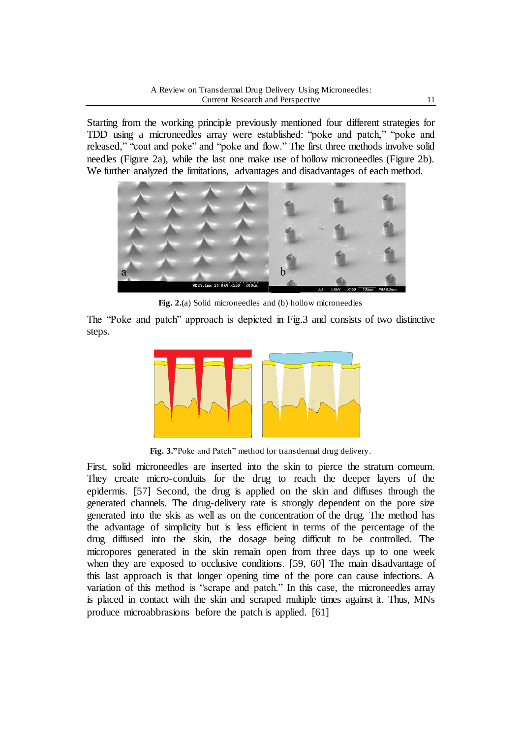Starting from the working principle previously mentioned four different strategies for TDD using a microneedles array were established: "poke and patch," "poke and released," "coat and poke" and "poke and flow." The first three methods involve solid needles (Figure 2a), while the last one make use of hollow microneedles (Figure 2b). We further analyzed the limitations, advantages and disadvantages of each method.

**Fig. 2.**(a) Solid microneedles and (b) hollow microneedles

The "Poke and patch" approach is depicted in Fig.3 and consists of two distinctive steps.

**Fig. 3."**Poke and Patch" method for transdermal drug delivery.

First, solid microneedles are inserted into the skin to pierce the stratum corneum. They create micro-conduits for the drug to reach the deeper layers of the epidermis. [57] Second, the drug is applied on the skin and diffuses through the generated channels. The drug-delivery rate is strongly dependent on the pore size generated into the skis as well as on the concentration of the drug. The method has the advantage of simplicity but is less efficient in terms of the percentage of the drug diffused into the skin, the dosage being difficult to be controlled. The micropores generated in the skin remain open from three days up to one week when they are exposed to occlusive conditions. [59, 60] The main disadvantage of this last approach is that longer opening time of the pore can cause infections. A variation of this method is "scrape and patch." In this case, the microneedles array is placed in contact with the skin and scraped multiple times against it. Thus, MNs produce microabbrasions before the patch is applied. [61]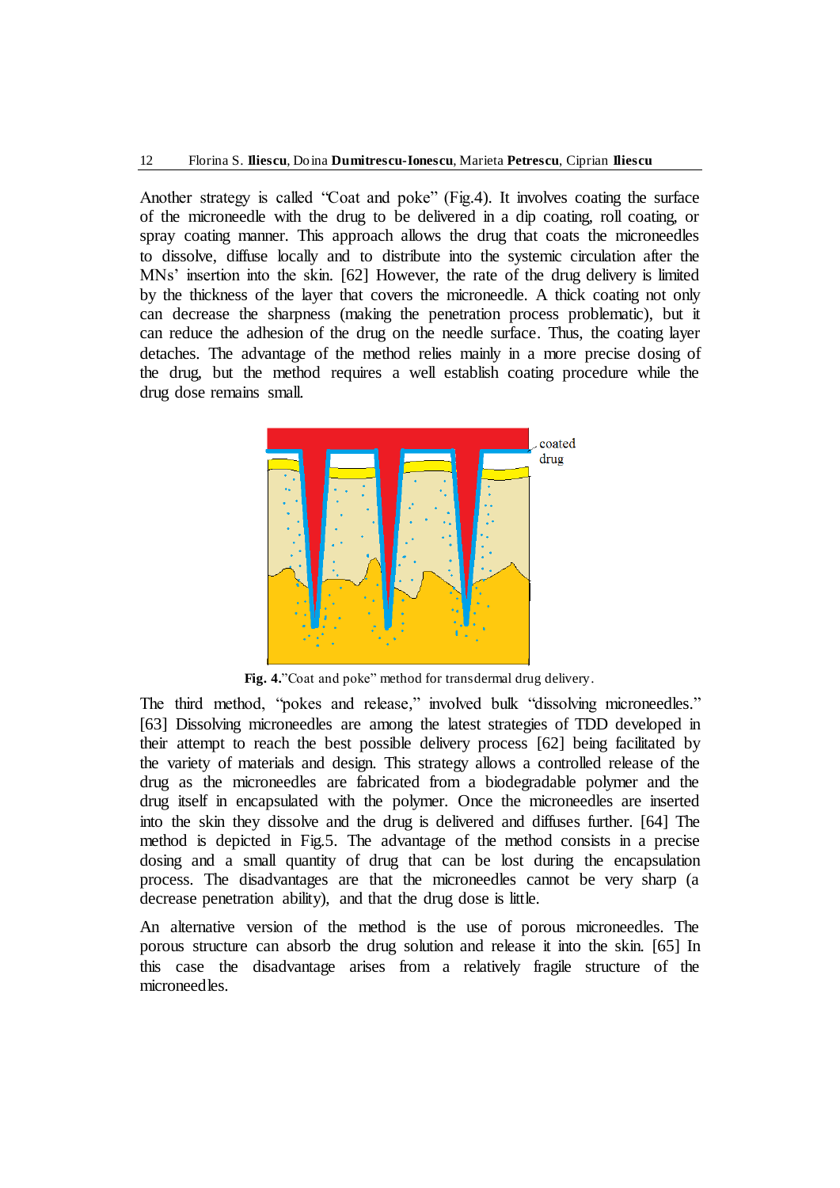Another strategy is called "Coat and poke" (Fig.4). It involves coating the surface of the microneedle with the drug to be delivered in a dip coating, roll coating, or spray coating manner. This approach allows the drug that coats the microneedles to dissolve, diffuse locally and to distribute into the systemic circulation after the MNs' insertion into the skin. [62] However, the rate of the drug delivery is limited by the thickness of the layer that covers the microneedle. A thick coating not only can decrease the sharpness (making the penetration process problematic), but it can reduce the adhesion of the drug on the needle surface. Thus, the coating layer detaches. The advantage of the method relies mainly in a more precise dosing of the drug, but the method requires a well establish coating procedure while the drug dose remains small.

**Fig. 4.**"Coat and poke" method for transdermal drug delivery.

The third method, "pokes and release," involved bulk "dissolving microneedles." [63] Dissolving microneedles are among the latest strategies of TDD developed in their attempt to reach the best possible delivery process [62] being facilitated by the variety of materials and design. This strategy allows a controlled release of the drug as the microneedles are fabricated from a biodegradable polymer and the drug itself in encapsulated with the polymer. Once the microneedles are inserted into the skin they dissolve and the drug is delivered and diffuses further. [64] The method is depicted in Fig.5. The advantage of the method consists in a precise dosing and a small quantity of drug that can be lost during the encapsulation process. The disadvantages are that the microneedles cannot be very sharp (a decrease penetration ability), and that the drug dose is little.

An alternative version of the method is the use of porous microneedles. The porous structure can absorb the drug solution and release it into the skin. [65] In this case the disadvantage arises from a relatively fragile structure of the microneedles.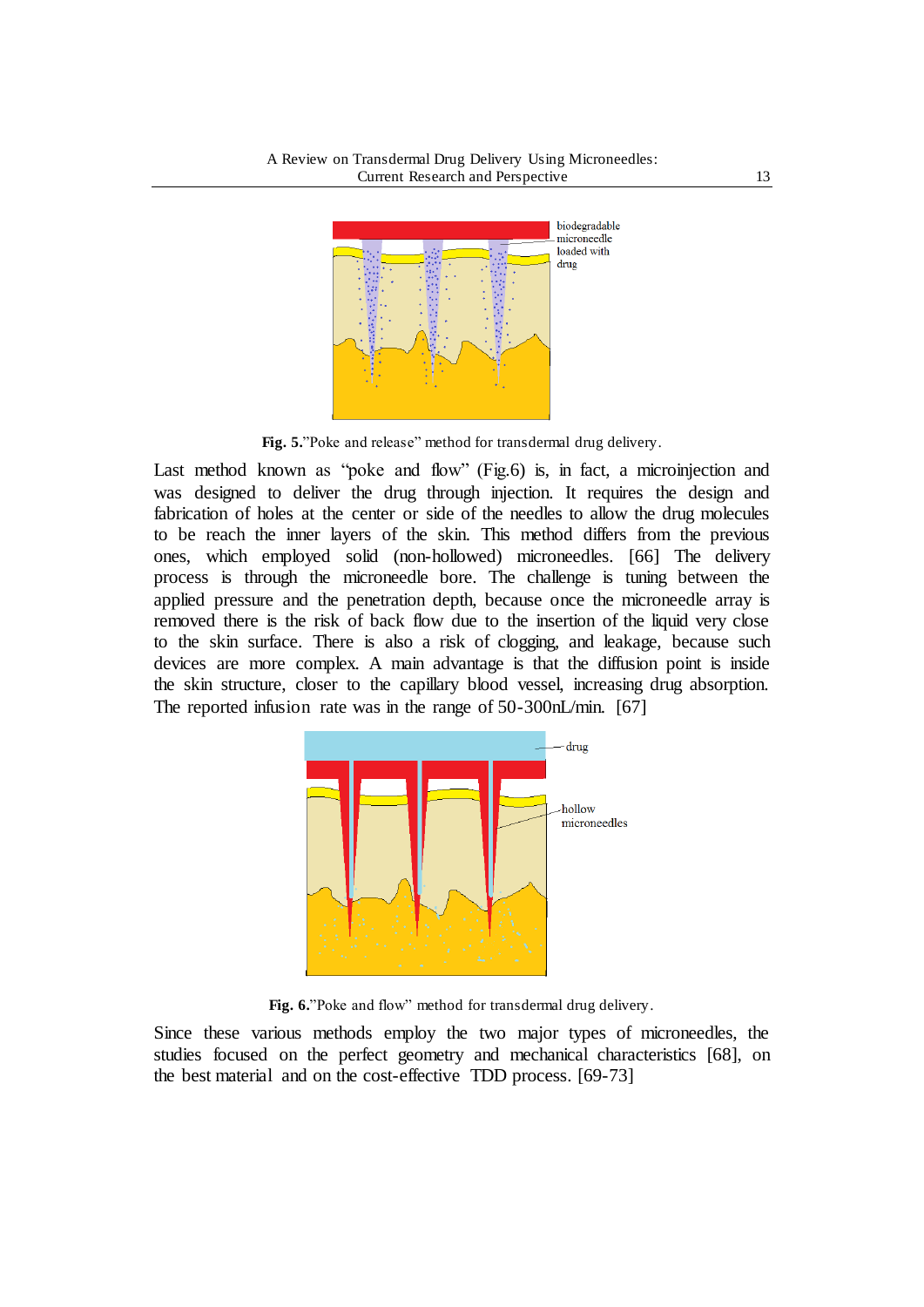**Fig. 5.**"Poke and release" method for transdermal drug delivery.

Last method known as "poke and flow" (Fig.6) is, in fact, a microinjection and was designed to deliver the drug through injection. It requires the design and fabrication of holes at the center or side of the needles to allow the drug molecules to be reach the inner layers of the skin. This method differs from the previous ones, which employed solid (non-hollowed) microneedles. [66] The delivery process is through the microneedle bore. The challenge is tuning between the applied pressure and the penetration depth, because once the microneedle array is removed there is the risk of back flow due to the insertion of the liquid very close to the skin surface. There is also a risk of clogging, and leakage, because such devices are more complex. A main advantage is that the diffusion point is inside the skin structure, closer to the capillary blood vessel, increasing drug absorption. The reported infusion rate was in the range of 50-300nL/min. [67]

**Fig. 6.**"Poke and flow" method for transdermal drug delivery.

Since these various methods employ the two major types of microneedles, the studies focused on the perfect geometry and mechanical characteristics [68], on the best material and on the cost-effective TDD process. [69-73]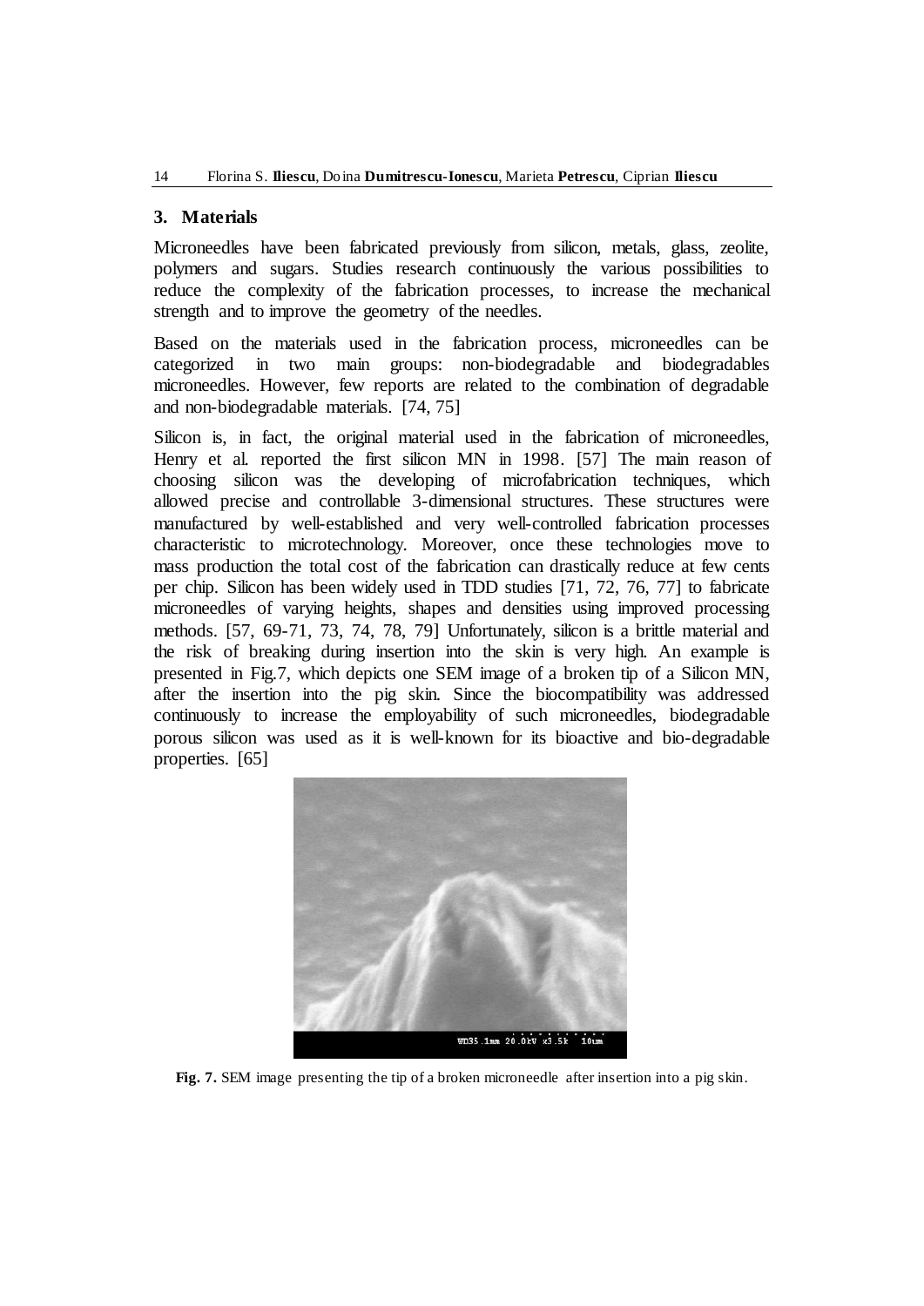## 3. Materials

Microneedles have been fabricated previously from silicon, metals, glass, zeolite, polymers and sugars. Studies research continuously the various possibilities to reduce the complexity of the fabrication processes, to increase the mechanical strength and to improve the geometry of the needles.

Based on the materials used in the fabrication process, microneedles can be categorized in two main groups: non-biodegradable and biodegradables microneedles. However, few reports are related to the combination of degradable and non-biodegradable materials. [74, 75]

Silicon is, in fact, the original material used in the fabrication of microneedles, Henry et al. reported the first silicon MN in 1998. [57] The main reason of choosing silicon was the developing of microfabrication techniques, which allowed precise and controllable 3-dimensional structures. These structures were manufactured by well-established and very well-controlled fabrication processes characteristic to microtechnology. Moreover, once these technologies move to mass production the total cost of the fabrication can drastically reduce at few cents per chip. Silicon has been widely used in TDD studies [71, 72, 76, 77] to fabricate microneedles of varying heights, shapes and densities using improved processing methods. [57, 69-71, 73, 74, 78, 79] Unfortunately, silicon is a brittle material and the risk of breaking during insertion into the skin is very high. An example is presented in Fig.7, which depicts one SEM image of a broken tip of a Silicon MN, after the insertion into the pig skin. Since the biocompatibility was addressed continuously to increase the employability of such microneedles, biodegradable porous silicon was used as it is well-known for its bioactive and bio-degradable properties. [65]

**Fig. 7.** SEM image presenting the tip of a broken microneedle after insertion into a pig skin.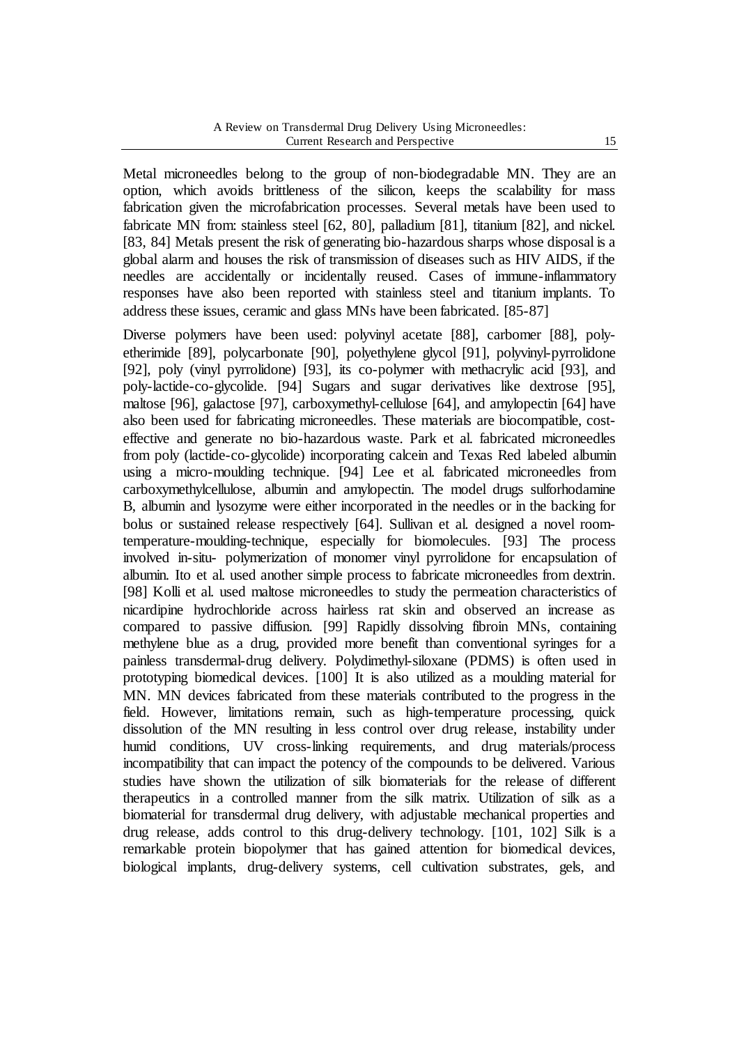Metal microneedles belong to the group of non-biodegradable MN. They are an option, which avoids brittleness of the silicon, keeps the scalability for mass fabrication given the microfabrication processes. Several metals have been used to fabricate MN from: stainless steel [62, 80], palladium [81], titanium [82], and nickel. [83, 84] Metals present the risk of generating bio-hazardous sharps whose disposal is a global alarm and houses the risk of transmission of diseases such as HIV AIDS, if the needles are accidentally or incidentally reused. Cases of immune-inflammatory responses have also been reported with stainless steel and titanium implants. To address these issues, ceramic and glass MNs have been fabricated. [85-87]

Diverse polymers have been used: polyvinyl acetate [88], carbomer [88], poly-etherimide [89], polycarbonate [90], polyethylene glycol [91], polyvinyl-pyrrolidone [92], poly (vinyl pyrrolidone) [93], its co-polymer with methacrylic acid [93], and poly-lactide-co-glycolide. [94] Sugars and sugar derivatives like dextrose [95], maltose [96], galactose [97], carboxymethyl-cellulose [64], and amylopectin [64] have also been used for fabricating microneedles. These materials are biocompatible, cost-effective and generate no bio-hazardous waste. Park et al. fabricated microneedles from poly (lactide-co-glycolide) incorporating calcein and Texas Red labeled albumin using a micro-moulding technique. [94] Lee et al. fabricated microneedles from carboxymethylcellulose, albumin and amylopectin. The model drugs sulforhodamine B, albumin and lysozyme were either incorporated in the needles or in the backing for bolus or sustained release respectively [64]. Sullivan et al. designed a novel room-temperature-moulding-technique, especially for biomolecules. [93] The process involved in-situ- polymerization of monomer vinyl pyrrolidone for encapsulation of albumin. Ito et al. used another simple process to fabricate microneedles from dextrin. [98] Kolli et al. used maltose microneedles to study the permeation characteristics of nicardipine hydrochloride across hairless rat skin and observed an increase as compared to passive diffusion. [99] Rapidly dissolving fibroin MNs, containing methylene blue as a drug, provided more benefit than conventional syringes for a painless transdermal-drug delivery. Polydimethyl-siloxane (PDMS) is often used in prototyping biomedical devices. [100] It is also utilized as a moulding material for MN. MN devices fabricated from these materials contributed to the progress in the field. However, limitations remain, such as high-temperature processing, quick dissolution of the MN resulting in less control over drug release, instability under humid conditions, UV cross-linking requirements, and drug materials/process incompatibility that can impact the potency of the compounds to be delivered. Various studies have shown the utilization of silk biomaterials for the release of different therapeutics in a controlled manner from the silk matrix. Utilization of silk as a biomaterial for transdermal drug delivery, with adjustable mechanical properties and drug release, adds control to this drug-delivery technology. [101, 102] Silk is a remarkable protein biopolymer that has gained attention for biomedical devices, biological implants, drug-delivery systems, cell cultivation substrates, gels, and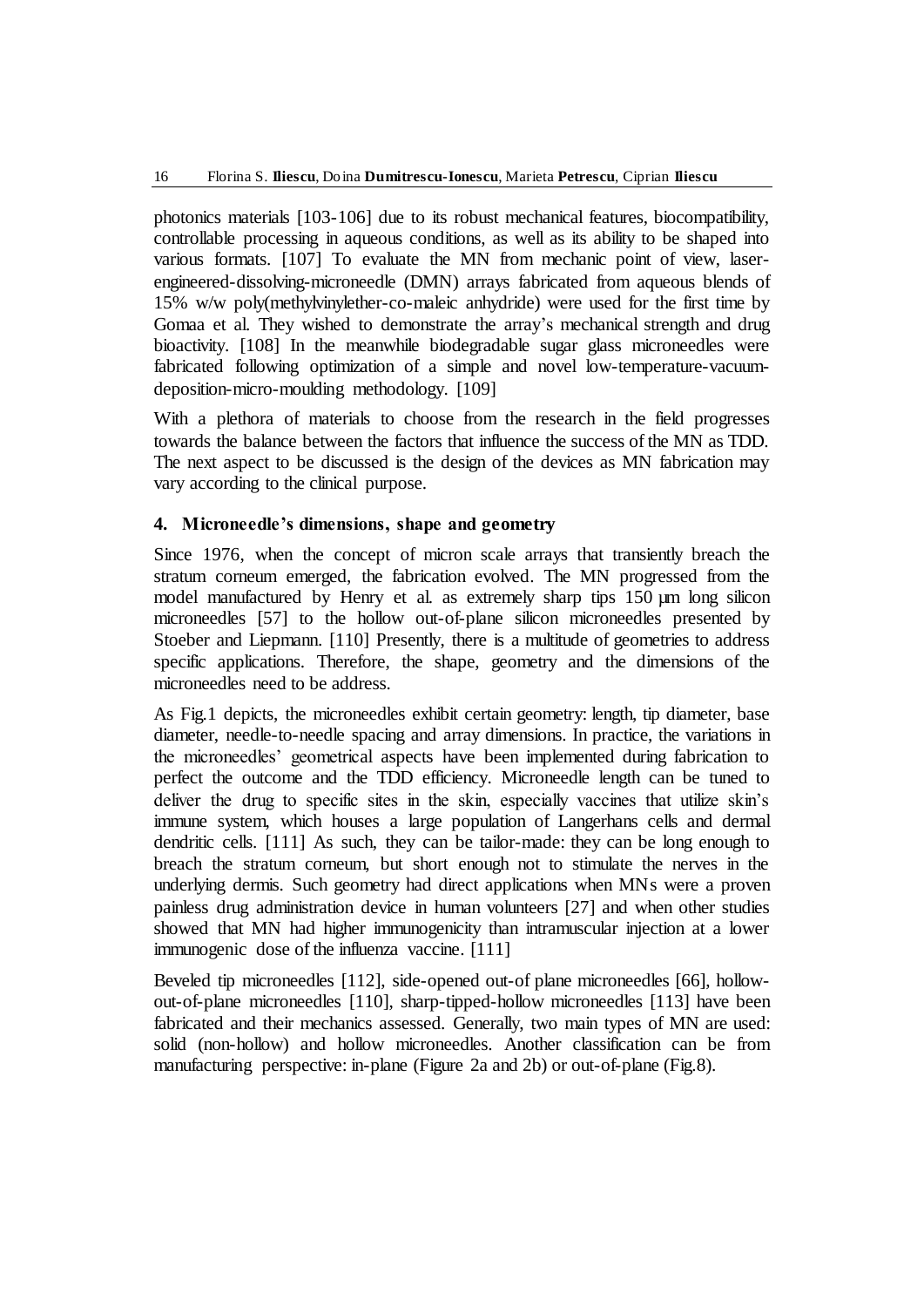photonics materials [103-106] due to its robust mechanical features, biocompatibility, controllable processing in aqueous conditions, as well as its ability to be shaped into various formats. [107] To evaluate the MN from mechanic point of view, laser-engineered-dissolving-microneedle (DMN) arrays fabricated from aqueous blends of 15% w/w poly(methylvinylether-co-maleic anhydride) were used for the first time by Gomaa et al. They wished to demonstrate the array's mechanical strength and drug bioactivity. [108] In the meanwhile biodegradable sugar glass microneedles were fabricated following optimization of a simple and novel low-temperature-vacuum-deposition-micro-moulding methodology. [109]

With a plethora of materials to choose from the research in the field progresses towards the balance between the factors that influence the success of the MN as TDD. The next aspect to be discussed is the design of the devices as MN fabrication may vary according to the clinical purpose.

## 4. Microneedle's dimensions, shape and geometry

Since 1976, when the concept of micron scale arrays that transiently breach the stratum corneum emerged, the fabrication evolved. The MN progressed from the model manufactured by Henry et al. as extremely sharp tips 150 µm long silicon microneedles [57] to the hollow out-of-plane silicon microneedles presented by Stoeber and Liepmann. [110] Presently, there is a multitude of geometries to address specific applications. Therefore, the shape, geometry and the dimensions of the microneedles need to be address.

As Fig.1 depicts, the microneedles exhibit certain geometry: length, tip diameter, base diameter, needle-to-needle spacing and array dimensions. In practice, the variations in the microneedles' geometrical aspects have been implemented during fabrication to perfect the outcome and the TDD efficiency. Microneedle length can be tuned to deliver the drug to specific sites in the skin, especially vaccines that utilize skin's immune system, which houses a large population of Langerhans cells and dermal dendritic cells. [111] As such, they can be tailor-made: they can be long enough to breach the stratum corneum, but short enough not to stimulate the nerves in the underlying dermis. Such geometry had direct applications when MNs were a proven painless drug administration device in human volunteers [27] and when other studies showed that MN had higher immunogenicity than intramuscular injection at a lower immunogenic dose of the influenza vaccine. [111]

Beveled tip microneedles [112], side-opened out-of plane microneedles [66], hollow-out-of-plane microneedles [110], sharp-tipped-hollow microneedles [113] have been fabricated and their mechanics assessed. Generally, two main types of MN are used: solid (non-hollow) and hollow microneedles. Another classification can be from manufacturing perspective: in-plane (Figure 2a and 2b) or out-of-plane (Fig.8).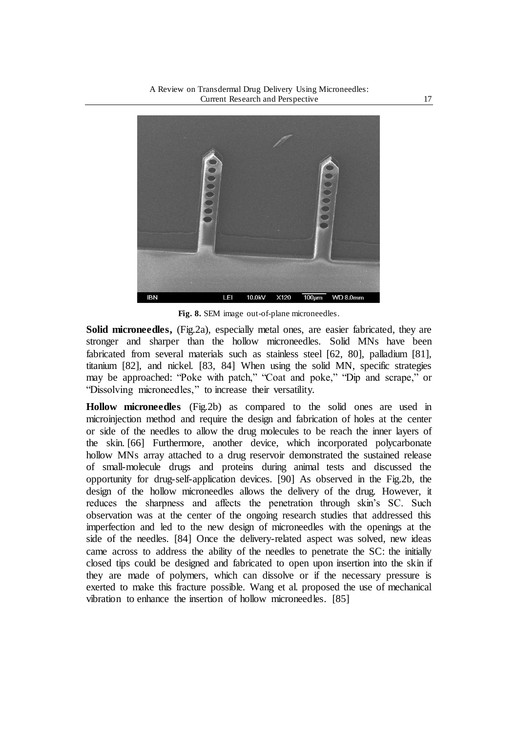Fig. 8. SEM image out-of-plane microneedles.

**Solid microneedles,** (Fig.2a), especially metal ones, are easier fabricated, they are stronger and sharper than the hollow microneedles. Solid MNs have been fabricated from several materials such as stainless steel [62, 80], palladium [81], titanium [82], and nickel. [83, 84] When using the solid MN, specific strategies may be approached: "Poke with patch," "Coat and poke," "Dip and scrape," or "Dissolving microneedles," to increase their versatility.

**Hollow microneedles** (Fig.2b) as compared to the solid ones are used in microinjection method and require the design and fabrication of holes at the center or side of the needles to allow the drug molecules to be reach the inner layers of the skin. [66] Furthermore, another device, which incorporated polycarbonate hollow MNs array attached to a drug reservoir demonstrated the sustained release of small-molecule drugs and proteins during animal tests and discussed the opportunity for drug-self-application devices. [90] As observed in the Fig.2b, the design of the hollow microneedles allows the delivery of the drug. However, it reduces the sharpness and affects the penetration through skin's SC. Such observation was at the center of the ongoing research studies that addressed this imperfection and led to the new design of microneedles with the openings at the side of the needles. [84] Once the delivery-related aspect was solved, new ideas came across to address the ability of the needles to penetrate the SC: the initially closed tips could be designed and fabricated to open upon insertion into the skin if they are made of polymers, which can dissolve or if the necessary pressure is exerted to make this fracture possible. Wang et al. proposed the use of mechanical vibration to enhance the insertion of hollow microneedles. [85]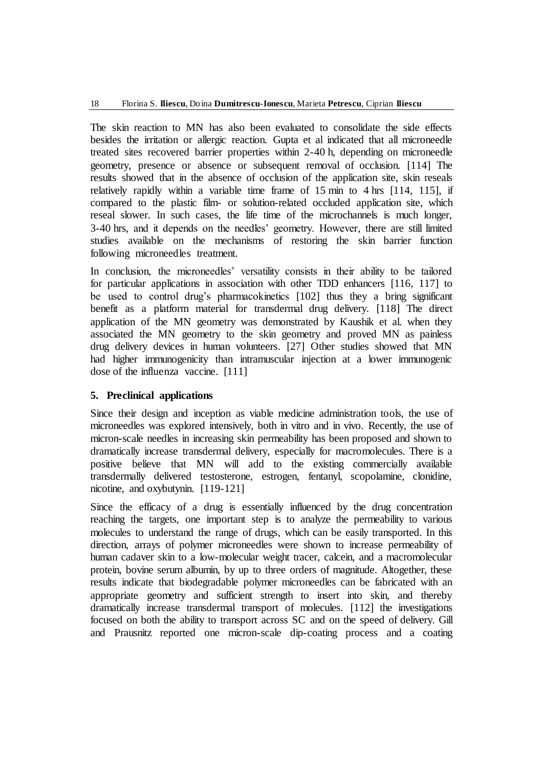The skin reaction to MN has also been evaluated to consolidate the side effects besides the irritation or allergic reaction. Gupta et al indicated that all microneedle treated sites recovered barrier properties within 2-40 h, depending on microneedle geometry, presence or absence or subsequent removal of occlusion. [114] The results showed that in the absence of occlusion of the application site, skin reseals relatively rapidly within a variable time frame of 15 min to 4 hrs [114, 115], if compared to the plastic film- or solution-related occluded application site, which reseal slower. In such cases, the life time of the microchannels is much longer, 3-40 hrs, and it depends on the needles' geometry. However, there are still limited studies available on the mechanisms of restoring the skin barrier function following microneedles treatment.

In conclusion, the microneedles' versatility consists in their ability to be tailored for particular applications in association with other TDD enhancers [116, 117] to be used to control drug's pharmacokinetics [102] thus they a bring significant benefit as a platform material for transdermal drug delivery. [118] The direct application of the MN geometry was demonstrated by Kaushik et al. when they associated the MN geometry to the skin geometry and proved MN as painless drug delivery devices in human volunteers. [27] Other studies showed that MN had higher immunogenicity than intramuscular injection at a lower immunogenic dose of the influenza vaccine. [111]

## 5. Preclinical applications

Since their design and inception as viable medicine administration tools, the use of microneedles was explored intensively, both in vitro and in vivo. Recently, the use of micron-scale needles in increasing skin permeability has been proposed and shown to dramatically increase transdermal delivery, especially for macromolecules. There is a positive believe that MN will add to the existing commercially available transdermally delivered testosterone, estrogen, fentanyl, scopolamine, clonidine, nicotine, and oxybutynin. [119-121]

Since the efficacy of a drug is essentially influenced by the drug concentration reaching the targets, one important step is to analyze the permeability to various molecules to understand the range of drugs, which can be easily transported. In this direction, arrays of polymer microneedles were shown to increase permeability of human cadaver skin to a low-molecular weight tracer, calcein, and a macromolecular protein, bovine serum albumin, by up to three orders of magnitude. Altogether, these results indicate that biodegradable polymer microneedles can be fabricated with an appropriate geometry and sufficient strength to insert into skin, and thereby dramatically increase transdermal transport of molecules. [112] the investigations focused on both the ability to transport across SC and on the speed of delivery. Gill and Prausnitz reported one micron-scale dip-coating process and a coating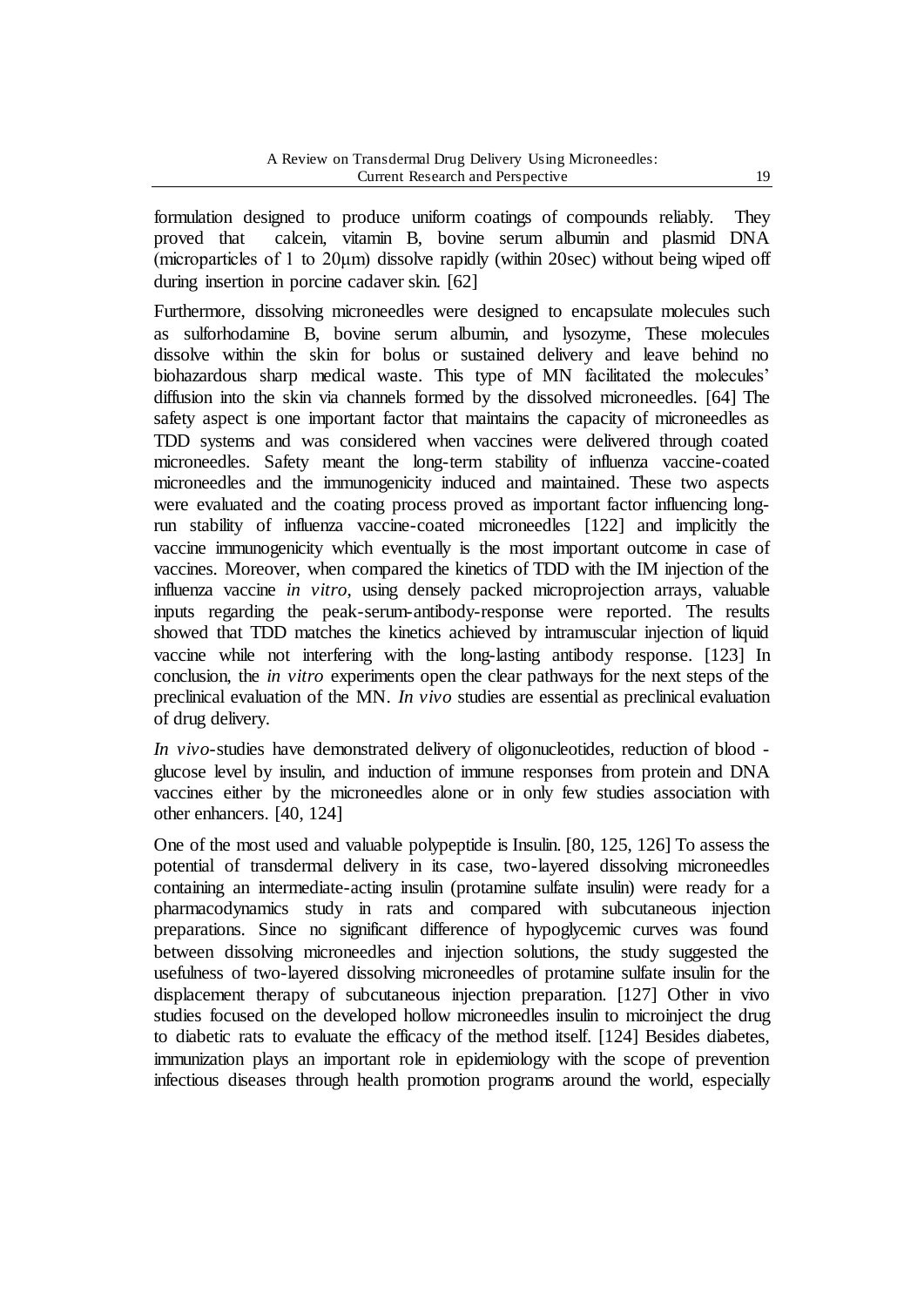formulation designed to produce uniform coatings of compounds reliably. They proved that calcein, vitamin B, bovine serum albumin and plasmid DNA (microparticles of 1 to 20μm) dissolve rapidly (within 20sec) without being wiped off during insertion in porcine cadaver skin. [62]

Furthermore, dissolving microneedles were designed to encapsulate molecules such as sulforhodamine B, bovine serum albumin, and lysozyme, These molecules dissolve within the skin for bolus or sustained delivery and leave behind no biohazardous sharp medical waste. This type of MN facilitated the molecules' diffusion into the skin via channels formed by the dissolved microneedles. [64] The safety aspect is one important factor that maintains the capacity of microneedles as TDD systems and was considered when vaccines were delivered through coated microneedles. Safety meant the long-term stability of influenza vaccine-coated microneedles and the immunogenicity induced and maintained. These two aspects were evaluated and the coating process proved as important factor influencing long-run stability of influenza vaccine-coated microneedles [122] and implicitly the vaccine immunogenicity which eventually is the most important outcome in case of vaccines. Moreover, when compared the kinetics of TDD with the IM injection of the influenza vaccine *in vitro*, using densely packed microprojection arrays, valuable inputs regarding the peak-serum-antibody-response were reported. The results showed that TDD matches the kinetics achieved by intramuscular injection of liquid vaccine while not interfering with the long-lasting antibody response. [123] In conclusion, the *in vitro* experiments open the clear pathways for the next steps of the preclinical evaluation of the MN. *In vivo* studies are essential as preclinical evaluation of drug delivery.

*In vivo*-studies have demonstrated delivery of oligonucleotides, reduction of blood - glucose level by insulin, and induction of immune responses from protein and DNA vaccines either by the microneedles alone or in only few studies association with other enhancers. [40, 124]

One of the most used and valuable polypeptide is Insulin. [80, 125, 126] To assess the potential of transdermal delivery in its case, two-layered dissolving microneedles containing an intermediate-acting insulin (protamine sulfate insulin) were ready for a pharmacodynamics study in rats and compared with subcutaneous injection preparations. Since no significant difference of hypoglycemic curves was found between dissolving microneedles and injection solutions, the study suggested the usefulness of two-layered dissolving microneedles of protamine sulfate insulin for the displacement therapy of subcutaneous injection preparation. [127] Other in vivo studies focused on the developed hollow microneedles insulin to microinject the drug to diabetic rats to evaluate the efficacy of the method itself. [124] Besides diabetes, immunization plays an important role in epidemiology with the scope of prevention infectious diseases through health promotion programs around the world, especially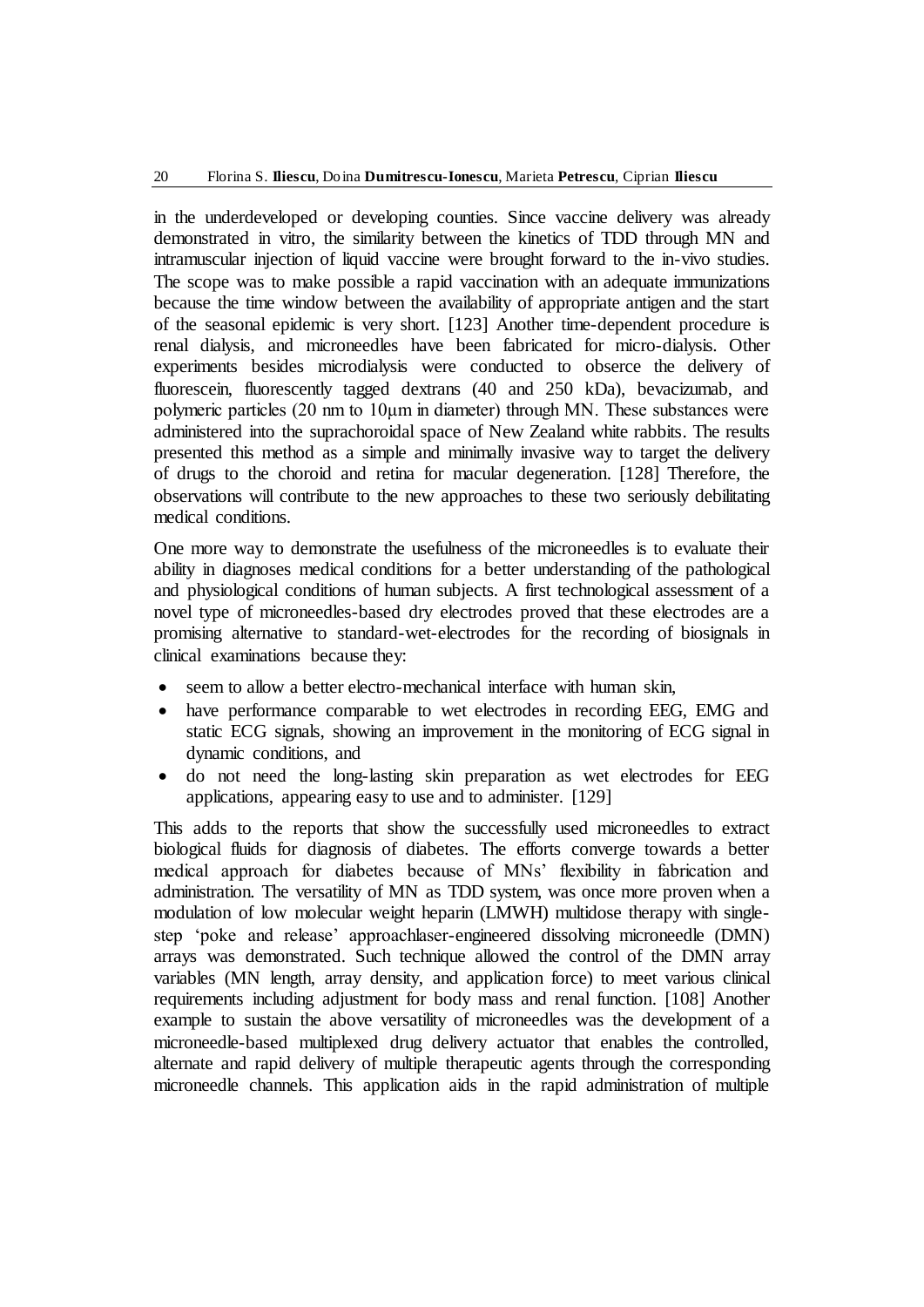in the underdeveloped or developing counties. Since vaccine delivery was already demonstrated in vitro, the similarity between the kinetics of TDD through MN and intramuscular injection of liquid vaccine were brought forward to the in-vivo studies. The scope was to make possible a rapid vaccination with an adequate immunizations because the time window between the availability of appropriate antigen and the start of the seasonal epidemic is very short. [123] Another time-dependent procedure is renal dialysis, and microneedles have been fabricated for micro-dialysis. Other experiments besides microdialysis were conducted to obserce the delivery of fluorescein, fluorescently tagged dextrans (40 and 250 kDa), bevacizumab, and polymeric particles (20 nm to 10μm in diameter) through MN. These substances were administered into the suprachoroidal space of New Zealand white rabbits. The results presented this method as a simple and minimally invasive way to target the delivery of drugs to the choroid and retina for macular degeneration. [128] Therefore, the observations will contribute to the new approaches to these two seriously debilitating medical conditions.

One more way to demonstrate the usefulness of the microneedles is to evaluate their ability in diagnoses medical conditions for a better understanding of the pathological and physiological conditions of human subjects. A first technological assessment of a novel type of microneedles-based dry electrodes proved that these electrodes are a promising alternative to standard-wet-electrodes for the recording of biosignals in clinical examinations because they:

- seem to allow a better electro-mechanical interface with human skin,
- have performance comparable to wet electrodes in recording EEG, EMG and static ECG signals, showing an improvement in the monitoring of ECG signal in dynamic conditions, and
- do not need the long-lasting skin preparation as wet electrodes for EEG applications, appearing easy to use and to administer. [129]

This adds to the reports that show the successfully used microneedles to extract biological fluids for diagnosis of diabetes. The efforts converge towards a better medical approach for diabetes because of MNs' flexibility in fabrication and administration. The versatility of MN as TDD system, was once more proven when a modulation of low molecular weight heparin (LMWH) multidose therapy with single-step 'poke and release' approachlaser-engineered dissolving microneedle (DMN) arrays was demonstrated. Such technique allowed the control of the DMN array variables (MN length, array density, and application force) to meet various clinical requirements including adjustment for body mass and renal function. [108] Another example to sustain the above versatility of microneedles was the development of a microneedle-based multiplexed drug delivery actuator that enables the controlled, alternate and rapid delivery of multiple therapeutic agents through the corresponding microneedle channels. This application aids in the rapid administration of multiple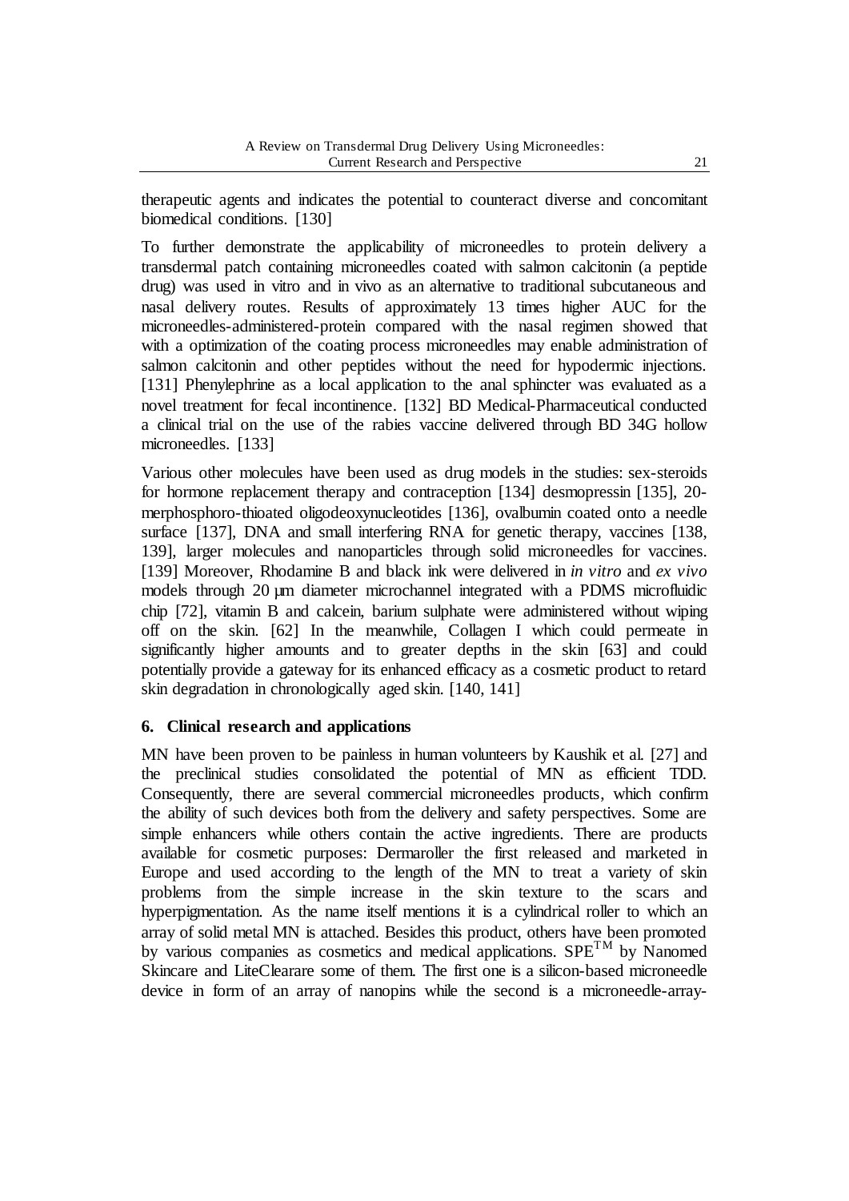therapeutic agents and indicates the potential to counteract diverse and concomitant biomedical conditions. [130]

To further demonstrate the applicability of microneedles to protein delivery a transdermal patch containing microneedles coated with salmon calcitonin (a peptide drug) was used in vitro and in vivo as an alternative to traditional subcutaneous and nasal delivery routes. Results of approximately 13 times higher AUC for the microneedles-administered-protein compared with the nasal regimen showed that with a optimization of the coating process microneedles may enable administration of salmon calcitonin and other peptides without the need for hypodermic injections. [131] Phenylephrine as a local application to the anal sphincter was evaluated as a novel treatment for fecal incontinence. [132] BD Medical-Pharmaceutical conducted a clinical trial on the use of the rabies vaccine delivered through BD 34G hollow microneedles. [133]

Various other molecules have been used as drug models in the studies: sex-steroids for hormone replacement therapy and contraception [134] desmopressin [135], 20-merphosphoro-thioated oligodeoxynucleotides [136], ovalbumin coated onto a needle surface [137], DNA and small interfering RNA for genetic therapy, vaccines [138, 139], larger molecules and nanoparticles through solid microneedles for vaccines. [139] Moreover, Rhodamine B and black ink were delivered in *in vitro* and *ex vivo* models through 20 µm diameter microchannel integrated with a PDMS microfluidic chip [72], vitamin B and calcein, barium sulphate were administered without wiping off on the skin. [62] In the meanwhile, Collagen I which could permeate in significantly higher amounts and to greater depths in the skin [63] and could potentially provide a gateway for its enhanced efficacy as a cosmetic product to retard skin degradation in chronologically aged skin. [140, 141]

## 6. Clinical research and applications

MN have been proven to be painless in human volunteers by Kaushik et al. [27] and the preclinical studies consolidated the potential of MN as efficient TDD. Consequently, there are several commercial microneedles products, which confirm the ability of such devices both from the delivery and safety perspectives. Some are simple enhancers while others contain the active ingredients. There are products available for cosmetic purposes: Dermaroller the first released and marketed in Europe and used according to the length of the MN to treat a variety of skin problems from the simple increase in the skin texture to the scars and hyperpigmentation. As the name itself mentions it is a cylindrical roller to which an array of solid metal MN is attached. Besides this product, others have been promoted by various companies as cosmetics and medical applications. SPE™ by Nanomed Skincare and LiteClearare some of them. The first one is a silicon-based microneedle device in form of an array of nanopins while the second is a microneedle-array-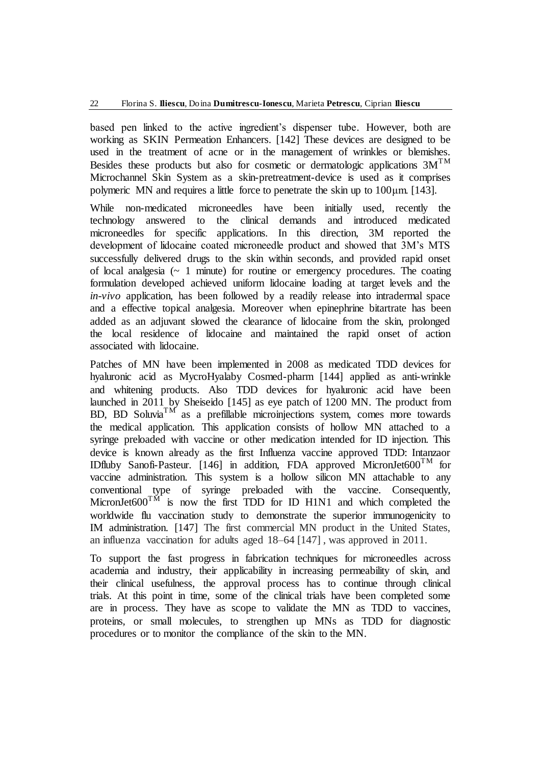based pen linked to the active ingredient's dispenser tube. However, both are working as SKIN Permeation Enhancers. [142] These devices are designed to be used in the treatment of acne or in the management of wrinkles or blemishes. Besides these products but also for cosmetic or dermatologic applications 3M$^{TM}$ Microchannel Skin System as a skin-pretreatment-device is used as it comprises polymeric MN and requires a little force to penetrate the skin up to 100μm. [143].

While non-medicated microneedles have been initially used, recently the technology answered to the clinical demands and introduced medicated microneedles for specific applications. In this direction, 3M reported the development of lidocaine coated microneedle product and showed that 3M's MTS successfully delivered drugs to the skin within seconds, and provided rapid onset of local analgesia (~ 1 minute) for routine or emergency procedures. The coating formulation developed achieved uniform lidocaine loading at target levels and the *in-vivo* application, has been followed by a readily release into intradermal space and a effective topical analgesia. Moreover when epinephrine bitartrate has been added as an adjuvant slowed the clearance of lidocaine from the skin, prolonged the local residence of lidocaine and maintained the rapid onset of action associated with lidocaine.

Patches of MN have been implemented in 2008 as medicated TDD devices for hyaluronic acid as MycroHyalaby Cosmed-pharm [144] applied as anti-wrinkle and whitening products. Also TDD devices for hyaluronic acid have been launched in 2011 by Sheiseido [145] as eye patch of 1200 MN. The product from BD, BD Soluvia$^{TM}$ as a prefillable microinjections system, comes more towards the medical application. This application consists of hollow MN attached to a syringe preloaded with vaccine or other medication intended for ID injection. This device is known already as the first Influenza vaccine approved TDD: Intanzaor IDfluby Sanofi-Pasteur. [146] in addition, FDA approved MicronJet600$^{TM}$ for vaccine administration. This system is a hollow silicon MN attachable to any conventional type of syringe preloaded with the vaccine. Consequently, MicronJet600$^{TM}$ is now the first TDD for ID H1N1 and which completed the worldwide flu vaccination study to demonstrate the superior immunogenicity to IM administration. [147] The first commercial MN product in the United States, an influenza vaccination for adults aged 18–64 [147] , was approved in 2011.

To support the fast progress in fabrication techniques for microneedles across academia and industry, their applicability in increasing permeability of skin, and their clinical usefulness, the approval process has to continue through clinical trials. At this point in time, some of the clinical trials have been completed some are in process. They have as scope to validate the MN as TDD to vaccines, proteins, or small molecules, to strengthen up MNs as TDD for diagnostic procedures or to monitor the compliance of the skin to the MN.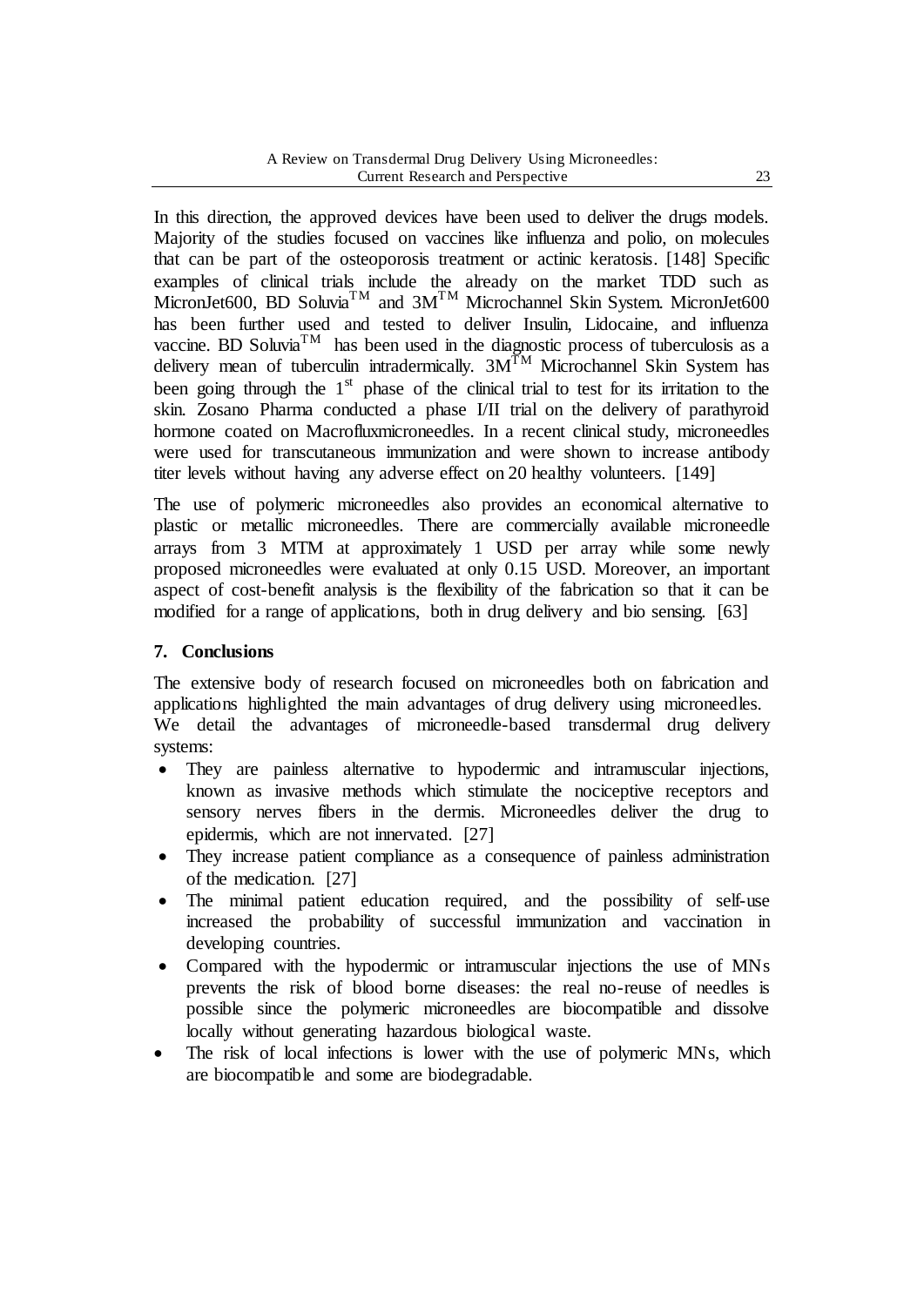In this direction, the approved devices have been used to deliver the drugs models. Majority of the studies focused on vaccines like influenza and polio, on molecules that can be part of the osteoporosis treatment or actinic keratosis. [148] Specific examples of clinical trials include the already on the market TDD such as MicronJet600, BD Soluvia$^{TM}$ and 3M$^{TM}$ Microchannel Skin System. MicronJet600 has been further used and tested to deliver Insulin, Lidocaine, and influenza vaccine. BD Soluvia$^{TM}$ has been used in the diagnostic process of tuberculosis as a delivery mean of tuberculin intradermically. 3M$^{TM}$ Microchannel Skin System has been going through the 1$^{st}$ phase of the clinical trial to test for its irritation to the skin. Zosano Pharma conducted a phase I/II trial on the delivery of parathyroid hormone coated on Macrofluxmicroneedles. In a recent clinical study, microneedles were used for transcutaneous immunization and were shown to increase antibody titer levels without having any adverse effect on 20 healthy volunteers. [149]

The use of polymeric microneedles also provides an economical alternative to plastic or metallic microneedles. There are commercially available microneedle arrays from 3 MTM at approximately 1 USD per array while some newly proposed microneedles were evaluated at only 0.15 USD. Moreover, an important aspect of cost-benefit analysis is the flexibility of the fabrication so that it can be modified for a range of applications, both in drug delivery and bio sensing. [63]

## 7. Conclusions

The extensive body of research focused on microneedles both on fabrication and applications highlighted the main advantages of drug delivery using microneedles. We detail the advantages of microneedle-based transdermal drug delivery systems:

- They are painless alternative to hypodermic and intramuscular injections, known as invasive methods which stimulate the nociceptive receptors and sensory nerves fibers in the dermis. Microneedles deliver the drug to epidermis, which are not innervated. [27]
- They increase patient compliance as a consequence of painless administration of the medication. [27]
- The minimal patient education required, and the possibility of self-use increased the probability of successful immunization and vaccination in developing countries.
- Compared with the hypodermic or intramuscular injections the use of MNs prevents the risk of blood borne diseases: the real no-reuse of needles is possible since the polymeric microneedles are biocompatible and dissolve locally without generating hazardous biological waste.
- The risk of local infections is lower with the use of polymeric MNs, which are biocompatible and some are biodegradable.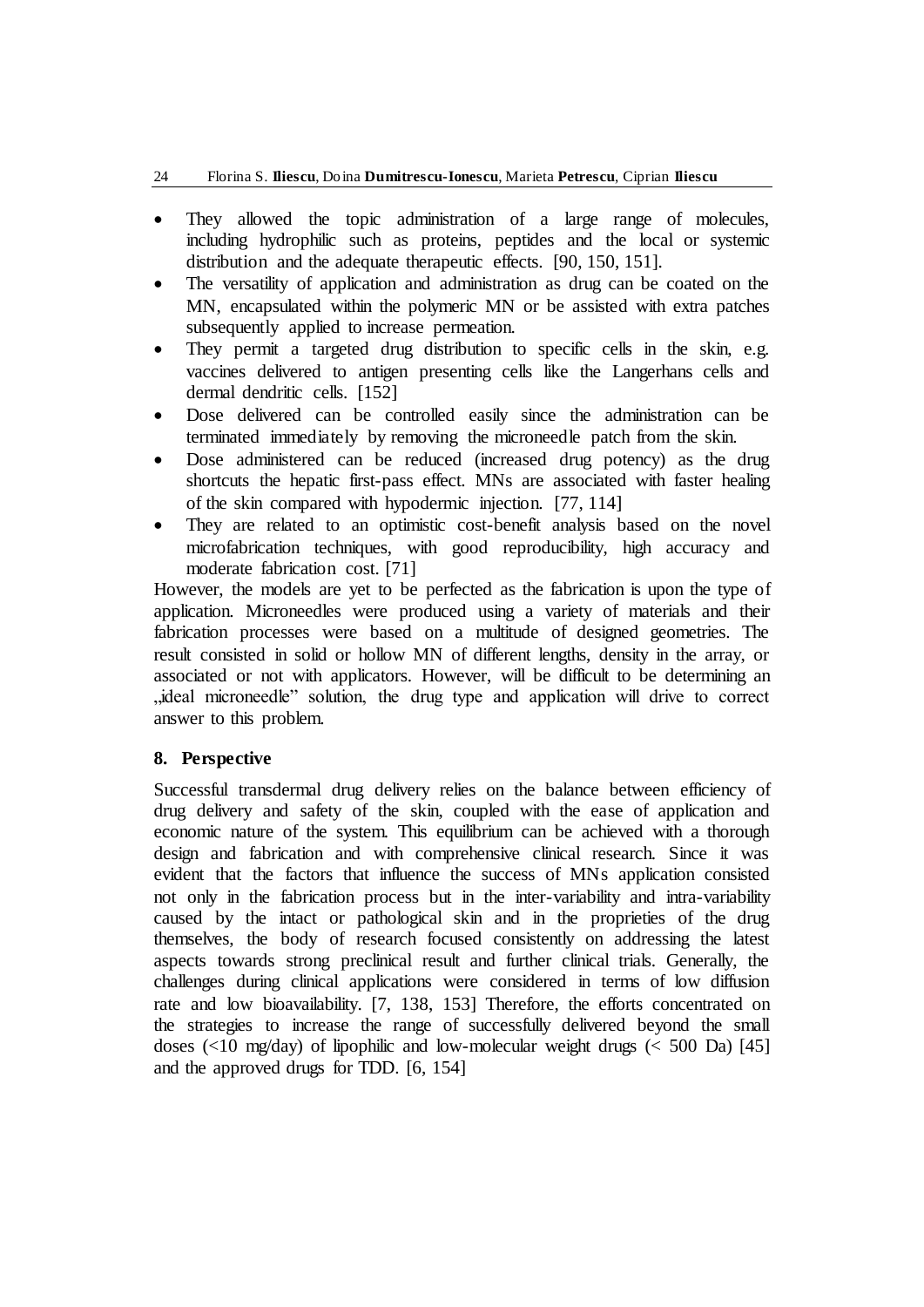- They allowed the topic administration of a large range of molecules, including hydrophilic such as proteins, peptides and the local or systemic distribution and the adequate therapeutic effects. [90, 150, 151].
- The versatility of application and administration as drug can be coated on the MN, encapsulated within the polymeric MN or be assisted with extra patches subsequently applied to increase permeation.
- They permit a targeted drug distribution to specific cells in the skin, e.g. vaccines delivered to antigen presenting cells like the Langerhans cells and dermal dendritic cells. [152]
- Dose delivered can be controlled easily since the administration can be terminated immediately by removing the microneedle patch from the skin.
- Dose administered can be reduced (increased drug potency) as the drug shortcuts the hepatic first-pass effect. MNs are associated with faster healing of the skin compared with hypodermic injection. [77, 114]
- They are related to an optimistic cost-benefit analysis based on the novel microfabrication techniques, with good reproducibility, high accuracy and moderate fabrication cost. [71]

However, the models are yet to be perfected as the fabrication is upon the type of application. Microneedles were produced using a variety of materials and their fabrication processes were based on a multitude of designed geometries. The result consisted in solid or hollow MN of different lengths, density in the array, or associated or not with applicators. However, will be difficult to be determining an „ideal microneedle" solution, the drug type and application will drive to correct answer to this problem.

## 8. Perspective

Successful transdermal drug delivery relies on the balance between efficiency of drug delivery and safety of the skin, coupled with the ease of application and economic nature of the system. This equilibrium can be achieved with a thorough design and fabrication and with comprehensive clinical research. Since it was evident that the factors that influence the success of MNs application consisted not only in the fabrication process but in the inter-variability and intra-variability caused by the intact or pathological skin and in the proprieties of the drug themselves, the body of research focused consistently on addressing the latest aspects towards strong preclinical result and further clinical trials. Generally, the challenges during clinical applications were considered in terms of low diffusion rate and low bioavailability. [7, 138, 153] Therefore, the efforts concentrated on the strategies to increase the range of successfully delivered beyond the small doses (<10 mg/day) of lipophilic and low-molecular weight drugs (< 500 Da) [45] and the approved drugs for TDD. [6, 154]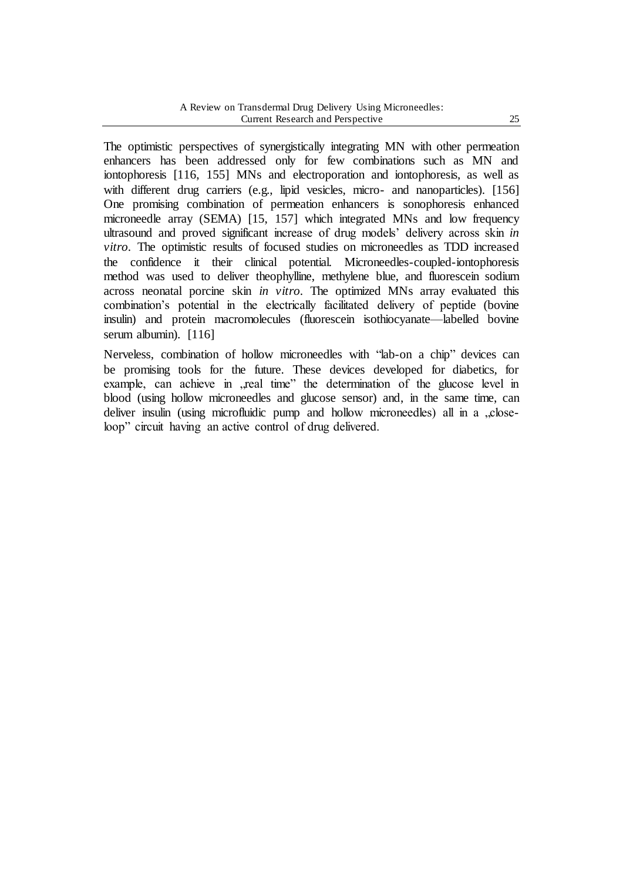The optimistic perspectives of synergistically integrating MN with other permeation enhancers has been addressed only for few combinations such as MN and iontophoresis [116, 155] MNs and electroporation and iontophoresis, as well as with different drug carriers (e.g., lipid vesicles, micro- and nanoparticles). [156] One promising combination of permeation enhancers is sonophoresis enhanced microneedle array (SEMA) [15, 157] which integrated MNs and low frequency ultrasound and proved significant increase of drug models' delivery across skin *in vitro*. The optimistic results of focused studies on microneedles as TDD increased the confidence it their clinical potential. Microneedles-coupled-iontophoresis method was used to deliver theophylline, methylene blue, and fluorescein sodium across neonatal porcine skin *in vitro*. The optimized MNs array evaluated this combination's potential in the electrically facilitated delivery of peptide (bovine insulin) and protein macromolecules (fluorescein isothiocyanate—labelled bovine serum albumin). [116]

Nerveless, combination of hollow microneedles with "lab-on a chip" devices can be promising tools for the future. These devices developed for diabetics, for example, can achieve in „real time" the determination of the glucose level in blood (using hollow microneedles and glucose sensor) and, in the same time, can deliver insulin (using microfluidic pump and hollow microneedles) all in a „close-loop" circuit having an active control of drug delivered.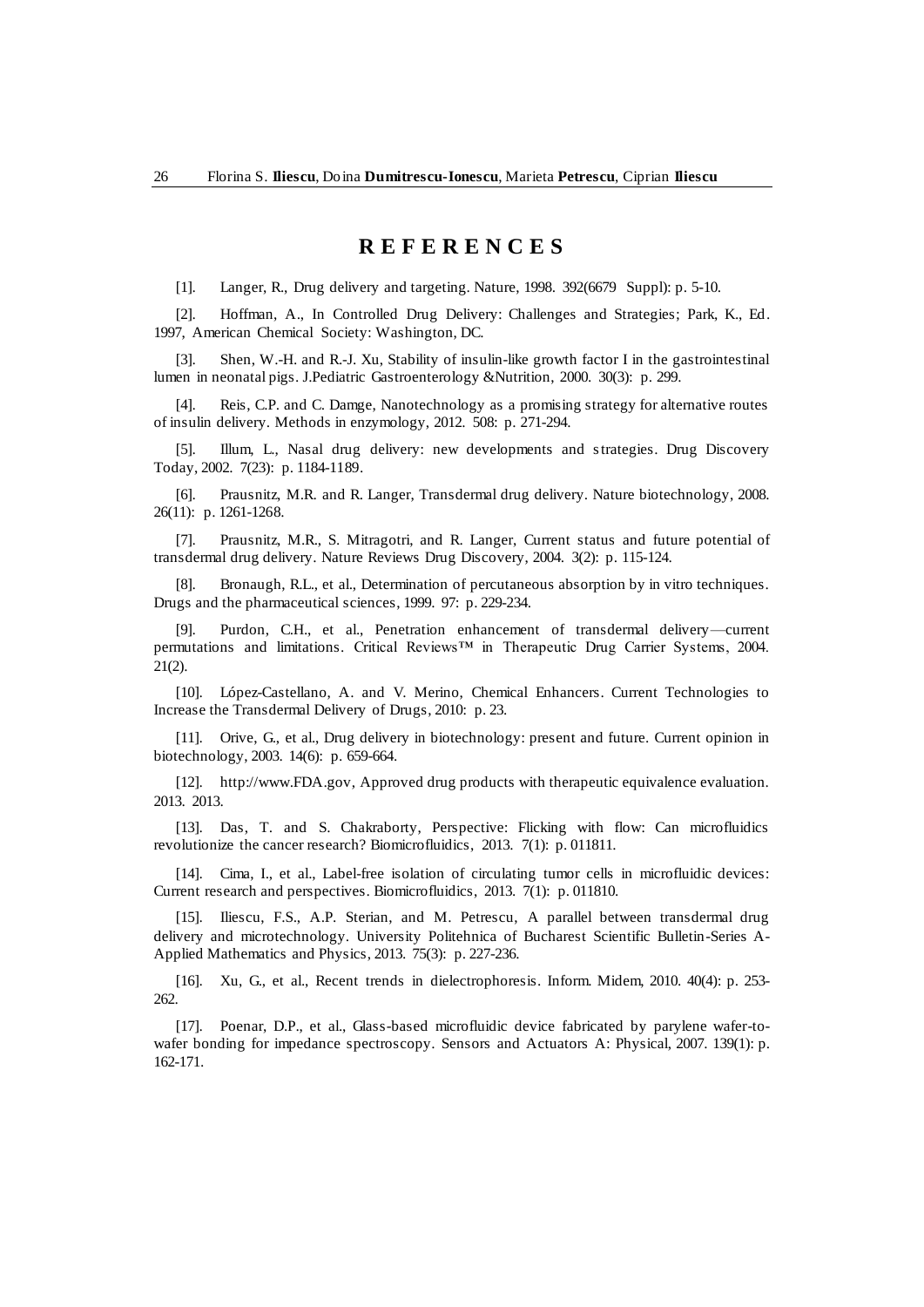# R E F E R E N C E S

[1]. Langer, R., Drug delivery and targeting. Nature, 1998. 392(6679 Suppl): p. 5-10.

[2]. Hoffman, A., In Controlled Drug Delivery: Challenges and Strategies; Park, K., Ed. 1997, American Chemical Society: Washington, DC.

[3]. Shen, W.-H. and R.-J. Xu, Stability of insulin-like growth factor I in the gastrointestinal lumen in neonatal pigs. J.Pediatric Gastroenterology &Nutrition, 2000. 30(3): p. 299.

[4]. Reis, C.P. and C. Damge, Nanotechnology as a promising strategy for alternative routes of insulin delivery. Methods in enzymology, 2012. 508: p. 271-294.

[5]. Illum, L., Nasal drug delivery: new developments and strategies. Drug Discovery Today, 2002. 7(23): p. 1184-1189.

[6]. Prausnitz, M.R. and R. Langer, Transdermal drug delivery. Nature biotechnology, 2008. 26(11): p. 1261-1268.

[7]. Prausnitz, M.R., S. Mitragotri, and R. Langer, Current status and future potential of transdermal drug delivery. Nature Reviews Drug Discovery, 2004. 3(2): p. 115-124.

[8]. Bronaugh, R.L., et al., Determination of percutaneous absorption by in vitro techniques. Drugs and the pharmaceutical sciences, 1999. 97: p. 229-234.

[9]. Purdon, C.H., et al., Penetration enhancement of transdermal delivery—current permutations and limitations. Critical Reviews™ in Therapeutic Drug Carrier Systems, 2004. 21(2).

[10]. López-Castellano, A. and V. Merino, Chemical Enhancers. Current Technologies to Increase the Transdermal Delivery of Drugs, 2010: p. 23.

[11]. Orive, G., et al., Drug delivery in biotechnology: present and future. Current opinion in biotechnology, 2003. 14(6): p. 659-664.

[12]. http://www.FDA.gov, Approved drug products with therapeutic equivalence evaluation. 2013. 2013.

[13]. Das, T. and S. Chakraborty, Perspective: Flicking with flow: Can microfluidics revolutionize the cancer research? Biomicrofluidics, 2013. 7(1): p. 011811.

[14]. Cima, I., et al., Label-free isolation of circulating tumor cells in microfluidic devices: Current research and perspectives. Biomicrofluidics, 2013. 7(1): p. 011810.

[15]. Iliescu, F.S., A.P. Sterian, and M. Petrescu, A parallel between transdermal drug delivery and microtechnology. University Politehnica of Bucharest Scientific Bulletin-Series A-Applied Mathematics and Physics, 2013. 75(3): p. 227-236.

[16]. Xu, G., et al., Recent trends in dielectrophoresis. Inform. Midem, 2010. 40(4): p. 253-262.

[17]. Poenar, D.P., et al., Glass-based microfluidic device fabricated by parylene wafer-to-wafer bonding for impedance spectroscopy. Sensors and Actuators A: Physical, 2007. 139(1): p. 162-171.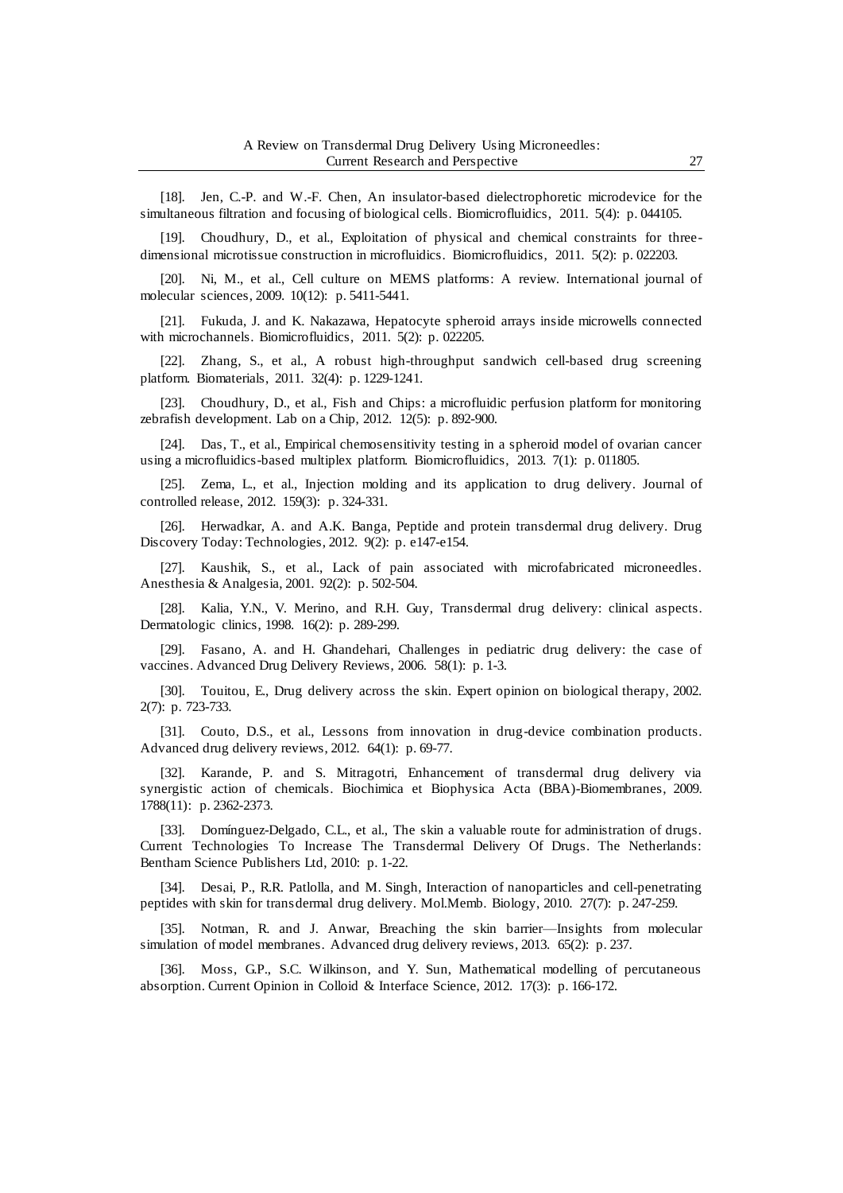[18]. Jen, C.-P. and W.-F. Chen, An insulator-based dielectrophoretic microdevice for the simultaneous filtration and focusing of biological cells. Biomicrofluidics, 2011. 5(4): p. 044105.

[19]. Choudhury, D., et al., Exploitation of physical and chemical constraints for three-dimensional microtissue construction in microfluidics. Biomicrofluidics, 2011. 5(2): p. 022203.

[20]. Ni, M., et al., Cell culture on MEMS platforms: A review. International journal of molecular sciences, 2009. 10(12): p. 5411-5441.

[21]. Fukuda, J. and K. Nakazawa, Hepatocyte spheroid arrays inside microwells connected with microchannels. Biomicrofluidics, 2011. 5(2): p. 022205.

[22]. Zhang, S., et al., A robust high-throughput sandwich cell-based drug screening platform. Biomaterials, 2011. 32(4): p. 1229-1241.

[23]. Choudhury, D., et al., Fish and Chips: a microfluidic perfusion platform for monitoring zebrafish development. Lab on a Chip, 2012. 12(5): p. 892-900.

[24]. Das, T., et al., Empirical chemosensitivity testing in a spheroid model of ovarian cancer using a microfluidics-based multiplex platform. Biomicrofluidics, 2013. 7(1): p. 011805.

[25]. Zema, L., et al., Injection molding and its application to drug delivery. Journal of controlled release, 2012. 159(3): p. 324-331.

[26]. Herwadkar, A. and A.K. Banga, Peptide and protein transdermal drug delivery. Drug Discovery Today: Technologies, 2012. 9(2): p. e147-e154.

[27]. Kaushik, S., et al., Lack of pain associated with microfabricated microneedles. Anesthesia & Analgesia, 2001. 92(2): p. 502-504.

[28]. Kalia, Y.N., V. Merino, and R.H. Guy, Transdermal drug delivery: clinical aspects. Dermatologic clinics, 1998. 16(2): p. 289-299.

[29]. Fasano, A. and H. Ghandehari, Challenges in pediatric drug delivery: the case of vaccines. Advanced Drug Delivery Reviews, 2006. 58(1): p. 1-3.

[30]. Touitou, E., Drug delivery across the skin. Expert opinion on biological therapy, 2002. 2(7): p. 723-733.

[31]. Couto, D.S., et al., Lessons from innovation in drug-device combination products. Advanced drug delivery reviews, 2012. 64(1): p. 69-77.

[32]. Karande, P. and S. Mitragotri, Enhancement of transdermal drug delivery via synergistic action of chemicals. Biochimica et Biophysica Acta (BBA)-Biomembranes, 2009. 1788(11): p. 2362-2373.

[33]. Domínguez-Delgado, C.L., et al., The skin a valuable route for administration of drugs. Current Technologies To Increase The Transdermal Delivery Of Drugs. The Netherlands: Bentham Science Publishers Ltd, 2010: p. 1-22.

[34]. Desai, P., R.R. Patlolla, and M. Singh, Interaction of nanoparticles and cell-penetrating peptides with skin for transdermal drug delivery. Mol.Memb. Biology, 2010. 27(7): p. 247-259.

[35]. Notman, R. and J. Anwar, Breaching the skin barrier—Insights from molecular simulation of model membranes. Advanced drug delivery reviews, 2013. 65(2): p. 237.

[36]. Moss, G.P., S.C. Wilkinson, and Y. Sun, Mathematical modelling of percutaneous absorption. Current Opinion in Colloid & Interface Science, 2012. 17(3): p. 166-172.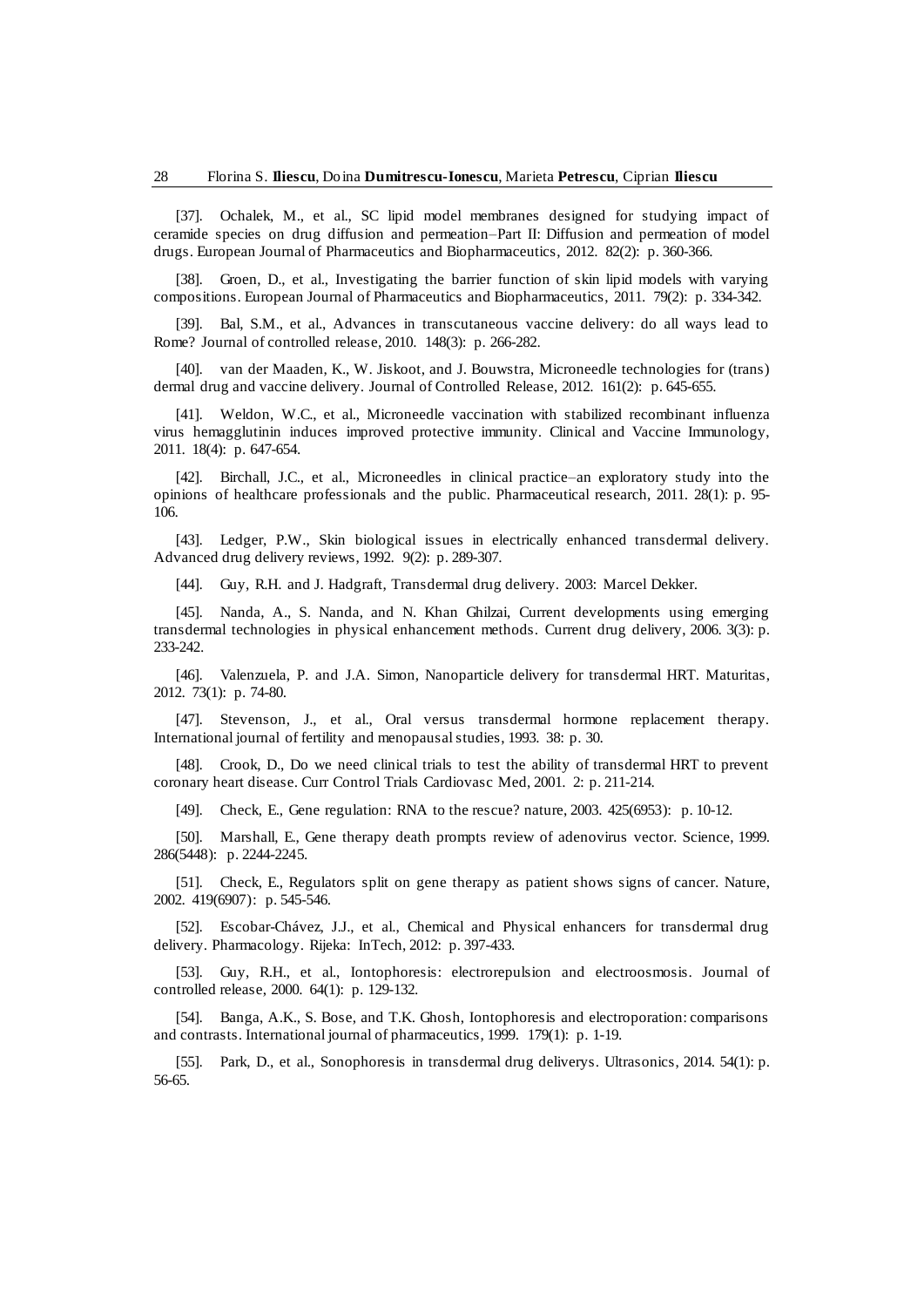[37]. Ochalek, M., et al., SC lipid model membranes designed for studying impact of ceramide species on drug diffusion and permeation–Part II: Diffusion and permeation of model drugs. European Journal of Pharmaceutics and Biopharmaceutics, 2012. 82(2): p. 360-366.

[38]. Groen, D., et al., Investigating the barrier function of skin lipid models with varying compositions. European Journal of Pharmaceutics and Biopharmaceutics, 2011. 79(2): p. 334-342.

[39]. Bal, S.M., et al., Advances in transcutaneous vaccine delivery: do all ways lead to Rome? Journal of controlled release, 2010. 148(3): p. 266-282.

[40]. van der Maaden, K., W. Jiskoot, and J. Bouwstra, Microneedle technologies for (trans) dermal drug and vaccine delivery. Journal of Controlled Release, 2012. 161(2): p. 645-655.

[41]. Weldon, W.C., et al., Microneedle vaccination with stabilized recombinant influenza virus hemagglutinin induces improved protective immunity. Clinical and Vaccine Immunology, 2011. 18(4): p. 647-654.

[42]. Birchall, J.C., et al., Microneedles in clinical practice–an exploratory study into the opinions of healthcare professionals and the public. Pharmaceutical research, 2011. 28(1): p. 95-106.

[43]. Ledger, P.W., Skin biological issues in electrically enhanced transdermal delivery. Advanced drug delivery reviews, 1992. 9(2): p. 289-307.

[44]. Guy, R.H. and J. Hadgraft, Transdermal drug delivery. 2003: Marcel Dekker.

[45]. Nanda, A., S. Nanda, and N. Khan Ghilzai, Current developments using emerging transdermal technologies in physical enhancement methods. Current drug delivery, 2006. 3(3): p. 233-242.

[46]. Valenzuela, P. and J.A. Simon, Nanoparticle delivery for transdermal HRT. Maturitas, 2012. 73(1): p. 74-80.

[47]. Stevenson, J., et al., Oral versus transdermal hormone replacement therapy. International journal of fertility and menopausal studies, 1993. 38: p. 30.

[48]. Crook, D., Do we need clinical trials to test the ability of transdermal HRT to prevent coronary heart disease. Curr Control Trials Cardiovasc Med, 2001. 2: p. 211-214.

[49]. Check, E., Gene regulation: RNA to the rescue? nature, 2003. 425(6953): p. 10-12.

[50]. Marshall, E., Gene therapy death prompts review of adenovirus vector. Science, 1999. 286(5448): p. 2244-2245.

[51]. Check, E., Regulators split on gene therapy as patient shows signs of cancer. Nature, 2002. 419(6907): p. 545-546.

[52]. Escobar-Chávez, J.J., et al., Chemical and Physical enhancers for transdermal drug delivery. Pharmacology. Rijeka: InTech, 2012: p. 397-433.

[53]. Guy, R.H., et al., Iontophoresis: electrorepulsion and electroosmosis. Journal of controlled release, 2000. 64(1): p. 129-132.

[54]. Banga, A.K., S. Bose, and T.K. Ghosh, Iontophoresis and electroporation: comparisons and contrasts. International journal of pharmaceutics, 1999. 179(1): p. 1-19.

[55]. Park, D., et al., Sonophoresis in transdermal drug deliverys. Ultrasonics, 2014. 54(1): p. 56-65.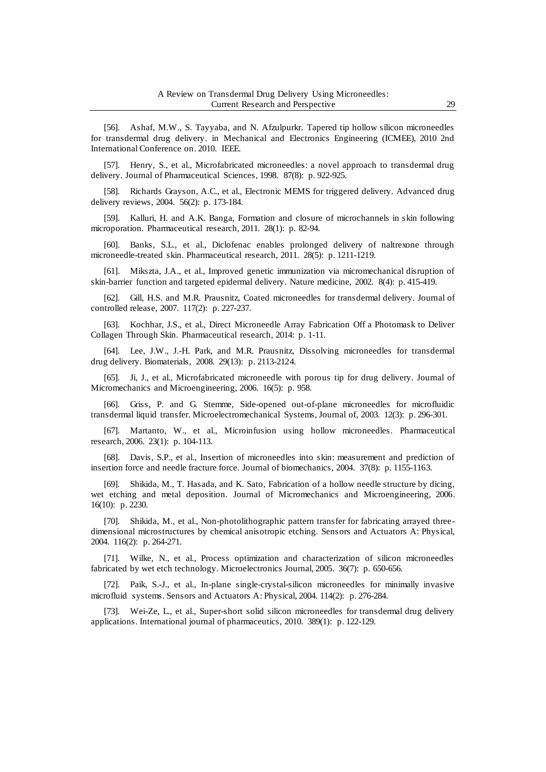[56]. Ashaf, M.W., S. Tayyaba, and N. Afzulpurkr. Tapered tip hollow silicon microneedles for transdermal drug delivery. in Mechanical and Electronics Engineering (ICMEE), 2010 2nd International Conference on. 2010. IEEE.

[57]. Henry, S., et al., Microfabricated microneedles: a novel approach to transdermal drug delivery. Journal of Pharmaceutical Sciences, 1998. 87(8): p. 922-925.

[58]. Richards Grayson, A.C., et al., Electronic MEMS for triggered delivery. Advanced drug delivery reviews, 2004. 56(2): p. 173-184.

[59]. Kalluri, H. and A.K. Banga, Formation and closure of microchannels in skin following microporation. Pharmaceutical research, 2011. 28(1): p. 82-94.

[60]. Banks, S.L., et al., Diclofenac enables prolonged delivery of naltrexone through microneedle-treated skin. Pharmaceutical research, 2011. 28(5): p. 1211-1219.

[61]. Mikszta, J.A., et al., Improved genetic immunization via micromechanical disruption of skin-barrier function and targeted epidermal delivery. Nature medicine, 2002. 8(4): p. 415-419.

[62]. Gill, H.S. and M.R. Prausnitz, Coated microneedles for transdermal delivery. Journal of controlled release, 2007. 117(2): p. 227-237.

[63]. Kochhar, J.S., et al., Direct Microneedle Array Fabrication Off a Photomask to Deliver Collagen Through Skin. Pharmaceutical research, 2014: p. 1-11.

[64]. Lee, J.W., J.-H. Park, and M.R. Prausnitz, Dissolving microneedles for transdermal drug delivery. Biomaterials, 2008. 29(13): p. 2113-2124.

[65]. Ji, J., et al., Microfabricated microneedle with porous tip for drug delivery. Journal of Micromechanics and Microengineering, 2006. 16(5): p. 958.

[66]. Griss, P. and G. Stemme, Side-opened out-of-plane microneedles for microfluidic transdermal liquid transfer. Microelectromechanical Systems, Journal of, 2003. 12(3): p. 296-301.

[67]. Martanto, W., et al., Microinfusion using hollow microneedles. Pharmaceutical research, 2006. 23(1): p. 104-113.

[68]. Davis, S.P., et al., Insertion of microneedles into skin: measurement and prediction of insertion force and needle fracture force. Journal of biomechanics, 2004. 37(8): p. 1155-1163.

[69]. Shikida, M., T. Hasada, and K. Sato, Fabrication of a hollow needle structure by dicing, wet etching and metal deposition. Journal of Micromechanics and Microengineering, 2006. 16(10): p. 2230.

[70]. Shikida, M., et al., Non-photolithographic pattern transfer for fabricating arrayed three-dimensional microstructures by chemical anisotropic etching. Sensors and Actuators A: Physical, 2004. 116(2): p. 264-271.

[71]. Wilke, N., et al., Process optimization and characterization of silicon microneedles fabricated by wet etch technology. Microelectronics Journal, 2005. 36(7): p. 650-656.

[72]. Paik, S.-J., et al., In-plane single-crystal-silicon microneedles for minimally invasive microfluid systems. Sensors and Actuators A: Physical, 2004. 114(2): p. 276-284.

[73]. Wei-Ze, L., et al., Super-short solid silicon microneedles for transdermal drug delivery applications. International journal of pharmaceutics, 2010. 389(1): p. 122-129.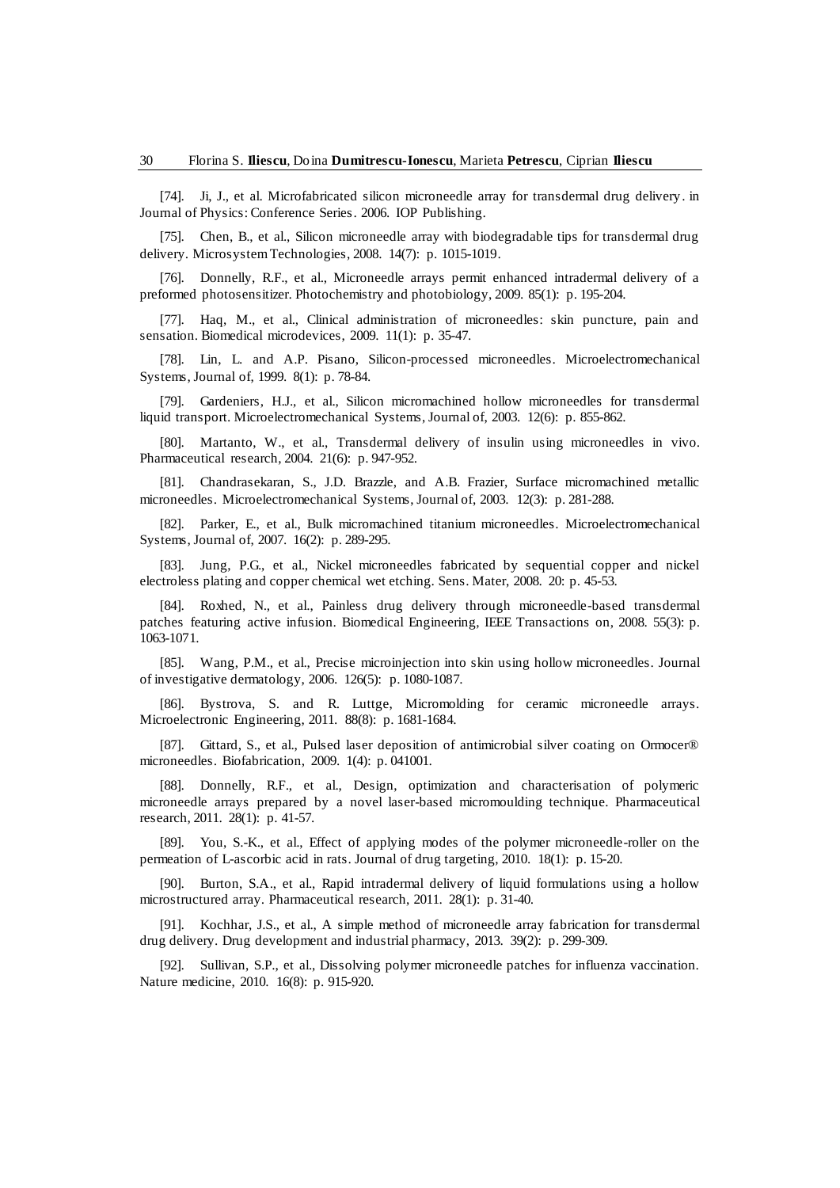[74]. Ji, J., et al. Microfabricated silicon microneedle array for transdermal drug delivery. in Journal of Physics: Conference Series. 2006. IOP Publishing.

[75]. Chen, B., et al., Silicon microneedle array with biodegradable tips for transdermal drug delivery. Microsystem Technologies, 2008. 14(7): p. 1015-1019.

[76]. Donnelly, R.F., et al., Microneedle arrays permit enhanced intradermal delivery of a preformed photosensitizer. Photochemistry and photobiology, 2009. 85(1): p. 195-204.

[77]. Haq, M., et al., Clinical administration of microneedles: skin puncture, pain and sensation. Biomedical microdevices, 2009. 11(1): p. 35-47.

[78]. Lin, L. and A.P. Pisano, Silicon-processed microneedles. Microelectromechanical Systems, Journal of, 1999. 8(1): p. 78-84.

[79]. Gardeniers, H.J., et al., Silicon micromachined hollow microneedles for transdermal liquid transport. Microelectromechanical Systems, Journal of, 2003. 12(6): p. 855-862.

[80]. Martanto, W., et al., Transdermal delivery of insulin using microneedles in vivo. Pharmaceutical research, 2004. 21(6): p. 947-952.

[81]. Chandrasekaran, S., J.D. Brazzle, and A.B. Frazier, Surface micromachined metallic microneedles. Microelectromechanical Systems, Journal of, 2003. 12(3): p. 281-288.

[82]. Parker, E., et al., Bulk micromachined titanium microneedles. Microelectromechanical Systems, Journal of, 2007. 16(2): p. 289-295.

[83]. Jung, P.G., et al., Nickel microneedles fabricated by sequential copper and nickel electroless plating and copper chemical wet etching. Sens. Mater, 2008. 20: p. 45-53.

[84]. Roxhed, N., et al., Painless drug delivery through microneedle-based transdermal patches featuring active infusion. Biomedical Engineering, IEEE Transactions on, 2008. 55(3): p. 1063-1071.

[85]. Wang, P.M., et al., Precise microinjection into skin using hollow microneedles. Journal of investigative dermatology, 2006. 126(5): p. 1080-1087.

[86]. Bystrova, S. and R. Luttge, Micromolding for ceramic microneedle arrays. Microelectronic Engineering, 2011. 88(8): p. 1681-1684.

[87]. Gittard, S., et al., Pulsed laser deposition of antimicrobial silver coating on Ormocer® microneedles. Biofabrication, 2009. 1(4): p. 041001.

[88]. Donnelly, R.F., et al., Design, optimization and characterisation of polymeric microneedle arrays prepared by a novel laser-based micromoulding technique. Pharmaceutical research, 2011. 28(1): p. 41-57.

[89]. You, S.-K., et al., Effect of applying modes of the polymer microneedle-roller on the permeation of L-ascorbic acid in rats. Journal of drug targeting, 2010. 18(1): p. 15-20.

[90]. Burton, S.A., et al., Rapid intradermal delivery of liquid formulations using a hollow microstructured array. Pharmaceutical research, 2011. 28(1): p. 31-40.

[91]. Kochhar, J.S., et al., A simple method of microneedle array fabrication for transdermal drug delivery. Drug development and industrial pharmacy, 2013. 39(2): p. 299-309.

[92]. Sullivan, S.P., et al., Dissolving polymer microneedle patches for influenza vaccination. Nature medicine, 2010. 16(8): p. 915-920.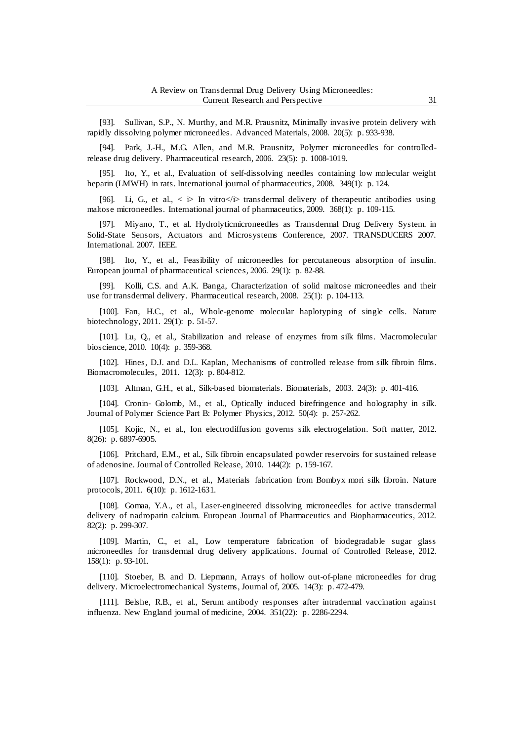[93]. Sullivan, S.P., N. Murthy, and M.R. Prausnitz, Minimally invasive protein delivery with rapidly dissolving polymer microneedles. Advanced Materials, 2008. 20(5): p. 933-938.

[94]. Park, J.-H., M.G. Allen, and M.R. Prausnitz, Polymer microneedles for controlled-release drug delivery. Pharmaceutical research, 2006. 23(5): p. 1008-1019.

[95]. Ito, Y., et al., Evaluation of self-dissolving needles containing low molecular weight heparin (LMWH) in rats. International journal of pharmaceutics, 2008. 349(1): p. 124.

[96]. Li, G., et al., < i> In vitro</i> transdermal delivery of therapeutic antibodies using maltose microneedles. International journal of pharmaceutics, 2009. 368(1): p. 109-115.

[97]. Miyano, T., et al. Hydrolyticmicroneedles as Transdermal Drug Delivery System. in Solid-State Sensors, Actuators and Microsystems Conference, 2007. TRANSDUCERS 2007. International. 2007. IEEE.

[98]. Ito, Y., et al., Feasibility of microneedles for percutaneous absorption of insulin. European journal of pharmaceutical sciences, 2006. 29(1): p. 82-88.

[99]. Kolli, C.S. and A.K. Banga, Characterization of solid maltose microneedles and their use for transdermal delivery. Pharmaceutical research, 2008. 25(1): p. 104-113.

[100]. Fan, H.C., et al., Whole-genome molecular haplotyping of single cells. Nature biotechnology, 2011. 29(1): p. 51-57.

[101]. Lu, Q., et al., Stabilization and release of enzymes from silk films. Macromolecular bioscience, 2010. 10(4): p. 359-368.

[102]. Hines, D.J. and D.L. Kaplan, Mechanisms of controlled release from silk fibroin films. Biomacromolecules, 2011. 12(3): p. 804-812.

[103]. Altman, G.H., et al., Silk-based biomaterials. Biomaterials, 2003. 24(3): p. 401-416.

[104]. Cronin- Golomb, M., et al., Optically induced birefringence and holography in silk. Journal of Polymer Science Part B: Polymer Physics, 2012. 50(4): p. 257-262.

[105]. Kojic, N., et al., Ion electrodiffusion governs silk electrogelation. Soft matter, 2012. 8(26): p. 6897-6905.

[106]. Pritchard, E.M., et al., Silk fibroin encapsulated powder reservoirs for sustained release of adenosine. Journal of Controlled Release, 2010. 144(2): p. 159-167.

[107]. Rockwood, D.N., et al., Materials fabrication from Bombyx mori silk fibroin. Nature protocols, 2011. 6(10): p. 1612-1631.

[108]. Gomaa, Y.A., et al., Laser-engineered dissolving microneedles for active transdermal delivery of nadroparin calcium. European Journal of Pharmaceutics and Biopharmaceutics, 2012. 82(2): p. 299-307.

[109]. Martin, C., et al., Low temperature fabrication of biodegradable sugar glass microneedles for transdermal drug delivery applications. Journal of Controlled Release, 2012. 158(1): p. 93-101.

[110]. Stoeber, B. and D. Liepmann, Arrays of hollow out-of-plane microneedles for drug delivery. Microelectromechanical Systems, Journal of, 2005. 14(3): p. 472-479.

[111]. Belshe, R.B., et al., Serum antibody responses after intradermal vaccination against influenza. New England journal of medicine, 2004. 351(22): p. 2286-2294.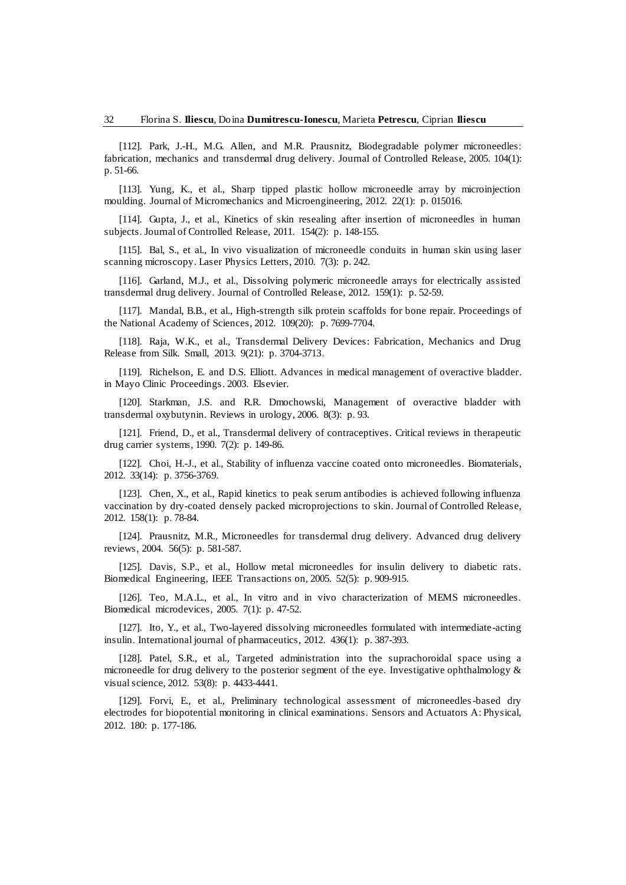[112]. Park, J.-H., M.G. Allen, and M.R. Prausnitz, Biodegradable polymer microneedles: fabrication, mechanics and transdermal drug delivery. Journal of Controlled Release, 2005. 104(1): p. 51-66.

[113]. Yung, K., et al., Sharp tipped plastic hollow microneedle array by microinjection moulding. Journal of Micromechanics and Microengineering, 2012. 22(1): p. 015016.

[114]. Gupta, J., et al., Kinetics of skin resealing after insertion of microneedles in human subjects. Journal of Controlled Release, 2011. 154(2): p. 148-155.

[115]. Bal, S., et al., In vivo visualization of microneedle conduits in human skin using laser scanning microscopy. Laser Physics Letters, 2010. 7(3): p. 242.

[116]. Garland, M.J., et al., Dissolving polymeric microneedle arrays for electrically assisted transdermal drug delivery. Journal of Controlled Release, 2012. 159(1): p. 52-59.

[117]. Mandal, B.B., et al., High-strength silk protein scaffolds for bone repair. Proceedings of the National Academy of Sciences, 2012. 109(20): p. 7699-7704.

[118]. Raja, W.K., et al., Transdermal Delivery Devices: Fabrication, Mechanics and Drug Release from Silk. Small, 2013. 9(21): p. 3704-3713.

[119]. Richelson, E. and D.S. Elliott. Advances in medical management of overactive bladder. in Mayo Clinic Proceedings. 2003. Elsevier.

[120]. Starkman, J.S. and R.R. Dmochowski, Management of overactive bladder with transdermal oxybutynin. Reviews in urology, 2006. 8(3): p. 93.

[121]. Friend, D., et al., Transdermal delivery of contraceptives. Critical reviews in therapeutic drug carrier systems, 1990. 7(2): p. 149-86.

[122]. Choi, H.-J., et al., Stability of influenza vaccine coated onto microneedles. Biomaterials, 2012. 33(14): p. 3756-3769.

[123]. Chen, X., et al., Rapid kinetics to peak serum antibodies is achieved following influenza vaccination by dry-coated densely packed microprojections to skin. Journal of Controlled Release, 2012. 158(1): p. 78-84.

[124]. Prausnitz, M.R., Microneedles for transdermal drug delivery. Advanced drug delivery reviews, 2004. 56(5): p. 581-587.

[125]. Davis, S.P., et al., Hollow metal microneedles for insulin delivery to diabetic rats. Biomedical Engineering, IEEE Transactions on, 2005. 52(5): p. 909-915.

[126]. Teo, M.A.L., et al., In vitro and in vivo characterization of MEMS microneedles. Biomedical microdevices, 2005. 7(1): p. 47-52.

[127]. Ito, Y., et al., Two-layered dissolving microneedles formulated with intermediate-acting insulin. International journal of pharmaceutics, 2012. 436(1): p. 387-393.

[128]. Patel, S.R., et al., Targeted administration into the suprachoroidal space using a microneedle for drug delivery to the posterior segment of the eye. Investigative ophthalmology & visual science, 2012. 53(8): p. 4433-4441.

[129]. Forvi, E., et al., Preliminary technological assessment of microneedles-based dry electrodes for biopotential monitoring in clinical examinations. Sensors and Actuators A: Physical, 2012. 180: p. 177-186.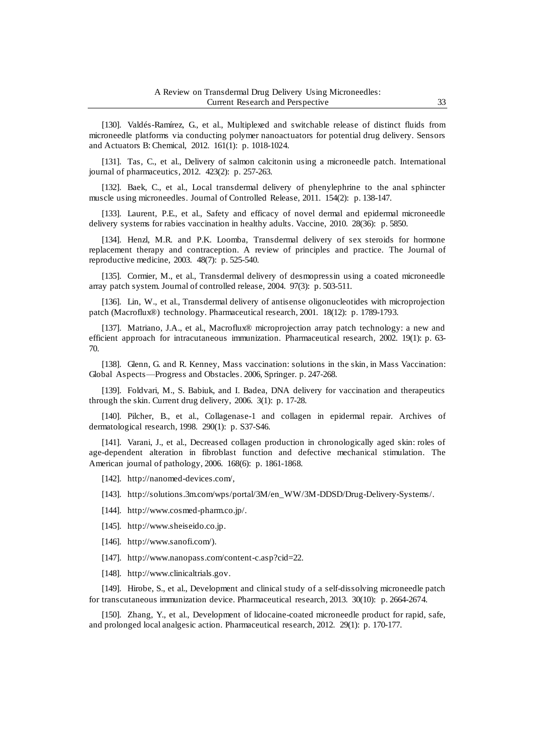[130]. Valdés-Ramírez, G., et al., Multiplexed and switchable release of distinct fluids from microneedle platforms via conducting polymer nanoactuators for potential drug delivery. Sensors and Actuators B: Chemical, 2012. 161(1): p. 1018-1024.

[131]. Tas, C., et al., Delivery of salmon calcitonin using a microneedle patch. International journal of pharmaceutics, 2012. 423(2): p. 257-263.

[132]. Baek, C., et al., Local transdermal delivery of phenylephrine to the anal sphincter muscle using microneedles. Journal of Controlled Release, 2011. 154(2): p. 138-147.

[133]. Laurent, P.E., et al., Safety and efficacy of novel dermal and epidermal microneedle delivery systems for rabies vaccination in healthy adults. Vaccine, 2010. 28(36): p. 5850.

[134]. Henzl, M.R. and P.K. Loomba, Transdermal delivery of sex steroids for hormone replacement therapy and contraception. A review of principles and practice. The Journal of reproductive medicine, 2003. 48(7): p. 525-540.

[135]. Cormier, M., et al., Transdermal delivery of desmopressin using a coated microneedle array patch system. Journal of controlled release, 2004. 97(3): p. 503-511.

[136]. Lin, W., et al., Transdermal delivery of antisense oligonucleotides with microprojection patch (Macroflux®) technology. Pharmaceutical research, 2001. 18(12): p. 1789-1793.

[137]. Matriano, J.A., et al., Macroflux® microprojection array patch technology: a new and efficient approach for intracutaneous immunization. Pharmaceutical research, 2002. 19(1): p. 63-70.

[138]. Glenn, G. and R. Kenney, Mass vaccination: solutions in the skin, in Mass Vaccination: Global Aspects—Progress and Obstacles. 2006, Springer. p. 247-268.

[139]. Foldvari, M., S. Babiuk, and I. Badea, DNA delivery for vaccination and therapeutics through the skin. Current drug delivery, 2006. 3(1): p. 17-28.

[140]. Pilcher, B., et al., Collagenase-1 and collagen in epidermal repair. Archives of dermatological research, 1998. 290(1): p. S37-S46.

[141]. Varani, J., et al., Decreased collagen production in chronologically aged skin: roles of age-dependent alteration in fibroblast function and defective mechanical stimulation. The American journal of pathology, 2006. 168(6): p. 1861-1868.

[142]. http://nanomed-devices.com/,

[143]. http://solutions.3m.com/wps/portal/3M/en_WW/3M-DDSD/Drug-Delivery-Systems/.

[144]. http://www.cosmed-pharm.co.jp/.

[145]. http://www.sheiseido.co.jp.

[146]. http://www.sanofi.com/).

[147]. http://www.nanopass.com/content-c.asp?cid=22.

[148]. http://www.clinicaltrials.gov.

[149]. Hirobe, S., et al., Development and clinical study of a self-dissolving microneedle patch for transcutaneous immunization device. Pharmaceutical research, 2013. 30(10): p. 2664-2674.

[150]. Zhang, Y., et al., Development of lidocaine-coated microneedle product for rapid, safe, and prolonged local analgesic action. Pharmaceutical research, 2012. 29(1): p. 170-177.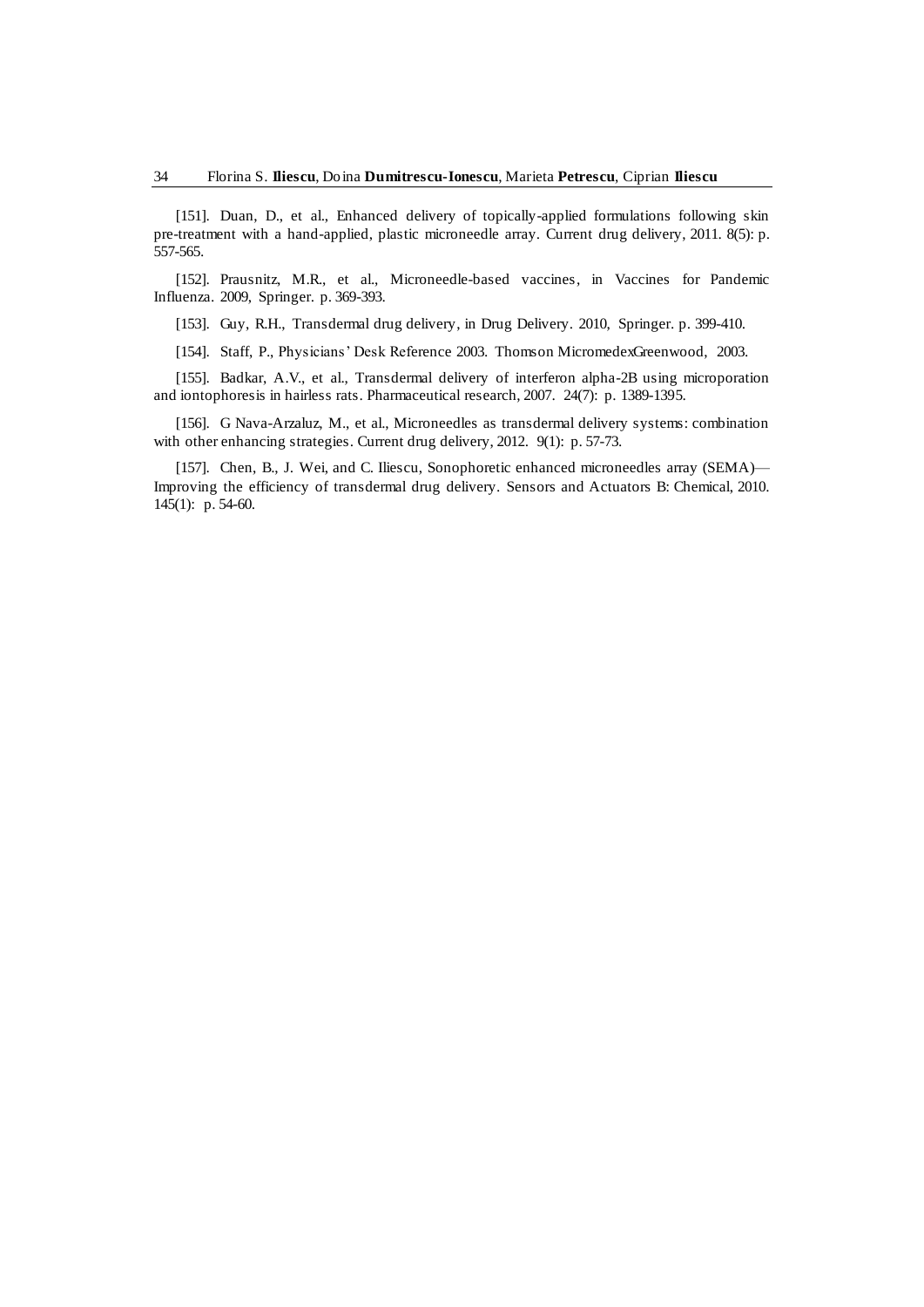[151]. Duan, D., et al., Enhanced delivery of topically-applied formulations following skin pre-treatment with a hand-applied, plastic microneedle array. Current drug delivery, 2011. 8(5): p. 557-565.

[152]. Prausnitz, M.R., et al., Microneedle-based vaccines, in Vaccines for Pandemic Influenza. 2009, Springer. p. 369-393.

[153]. Guy, R.H., Transdermal drug delivery, in Drug Delivery. 2010, Springer. p. 399-410.

[154]. Staff, P., Physicians' Desk Reference 2003. Thomson MicromedexGreenwood, 2003.

[155]. Badkar, A.V., et al., Transdermal delivery of interferon alpha-2B using microporation and iontophoresis in hairless rats. Pharmaceutical research, 2007. 24(7): p. 1389-1395.

[156]. G Nava-Arzaluz, M., et al., Microneedles as transdermal delivery systems: combination with other enhancing strategies. Current drug delivery, 2012. 9(1): p. 57-73.

[157]. Chen, B., J. Wei, and C. Iliescu, Sonophoretic enhanced microneedles array (SEMA)—Improving the efficiency of transdermal drug delivery. Sensors and Actuators B: Chemical, 2010. 145(1): p. 54-60.